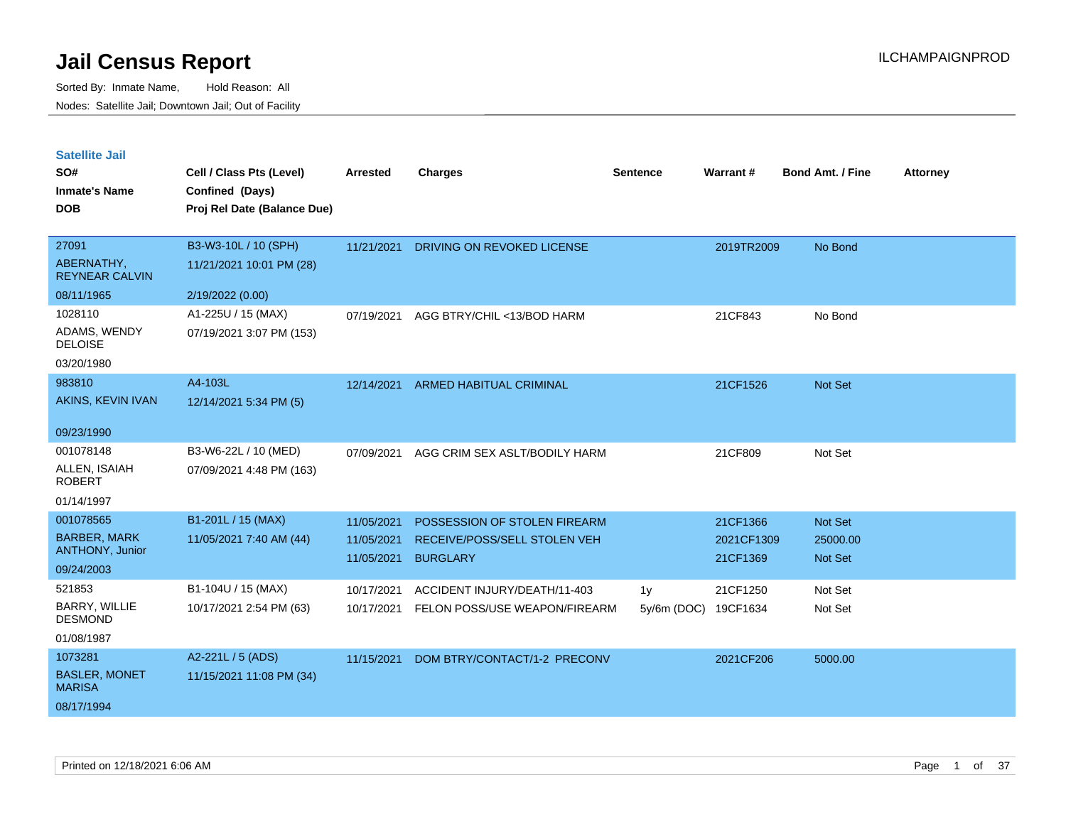# Jail Census Report

ILCHAMPAIGNPROD

Sorted By: Inmate Name, Hold Reason: All

Nodes: Satellite Jail; Downtown Jail; Out of Facility

## Satellite Jail

| SO# / Inmate's Name / DOB | Cell / Class Pts (Level) / Confined (Days) / Proj Rel Date (Balance Due) | Arrested | Charges | Sentence | Warrant # | Bond Amt. / Fine | Attorney |
|---|---|---|---|---|---|---|---|
| 27091<br>ABERNATHY, REYNEAR CALVIN<br>08/11/1965 | B3-W3-10L / 10 (SPH)<br>11/21/2021 10:01 PM (28)<br>2/19/2022 (0.00) | 11/21/2021 | DRIVING ON REVOKED LICENSE | | 2019TR2009 | No Bond | |
| 1028110<br>ADAMS, WENDY DELOISE<br>03/20/1980 | A1-225U / 15 (MAX)<br>07/19/2021 3:07 PM (153) | 07/19/2021 | AGG BTRY/CHIL <13/BOD HARM | | 21CF843 | No Bond | |
| 983810<br>AKINS, KEVIN IVAN<br>09/23/1990 | A4-103L<br>12/14/2021 5:34 PM (5) | 12/14/2021 | ARMED HABITUAL CRIMINAL | | 21CF1526 | Not Set | |
| 001078148<br>ALLEN, ISAIAH ROBERT<br>01/14/1997 | B3-W6-22L / 10 (MED)<br>07/09/2021 4:48 PM (163) | 07/09/2021 | AGG CRIM SEX ASLT/BODILY HARM | | 21CF809 | Not Set | |
| 001078565<br>BARBER, MARK ANTHONY, Junior<br>09/24/2003 | B1-201L / 15 (MAX)<br>11/05/2021 7:40 AM (44) | 11/05/2021 | POSSESSION OF STOLEN FIREARM | | 21CF1366 | Not Set | |
| | | 11/05/2021 | RECEIVE/POSS/SELL STOLEN VEH | | 2021CF1309 | 25000.00 | |
| | | 11/05/2021 | BURGLARY | | 21CF1369 | Not Set | |
| 521853<br>BARRY, WILLIE DESMOND<br>01/08/1987 | B1-104U / 15 (MAX)<br>10/17/2021 2:54 PM (63) | 10/17/2021 | ACCIDENT INJURY/DEATH/11-403 | 1y | 21CF1250 | Not Set | |
| | | 10/17/2021 | FELON POSS/USE WEAPON/FIREARM | 5y/6m (DOC) | 19CF1634 | Not Set | |
| 1073281<br>BASLER, MONET MARISA<br>08/17/1994 | A2-221L / 5 (ADS)<br>11/15/2021 11:08 PM (34) | 11/15/2021 | DOM BTRY/CONTACT/1-2 PRECONV | | 2021CF206 | 5000.00 | |

Printed on 12/18/2021 6:06 AM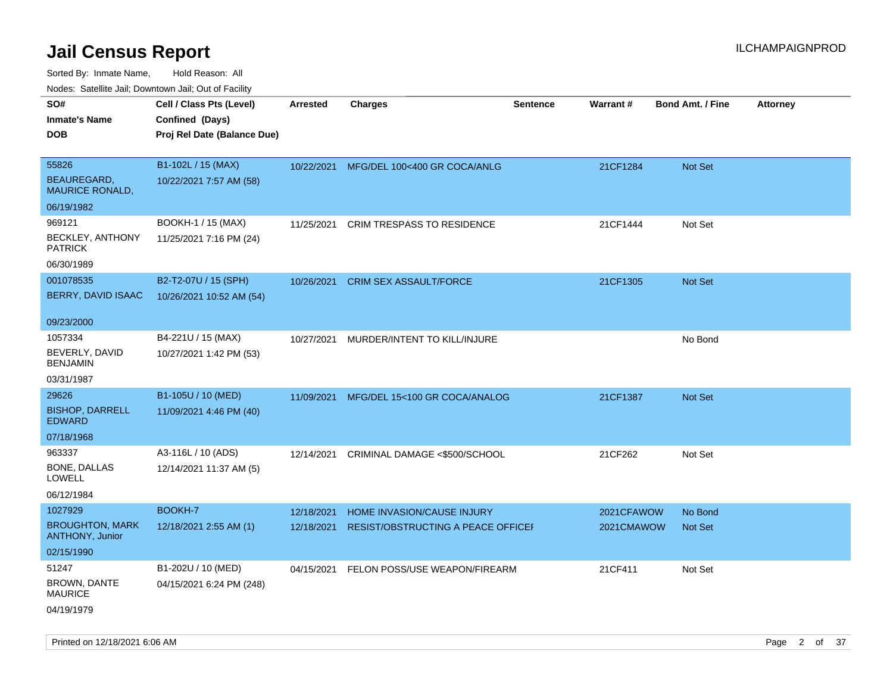# Jail Census Report

ILCHAMPAIGNPROD

Sorted By: Inmate Name, Hold Reason: All

Nodes: Satellite Jail; Downtown Jail; Out of Facility

| SO# / Inmate's Name / DOB | Cell / Class Pts (Level) / Confined (Days) / Proj Rel Date (Balance Due) | Arrested | Charges | Sentence | Warrant # | Bond Amt. / Fine | Attorney |
|---|---|---|---|---|---|---|---|
| 55826<br>BEAUREGARD, MAURICE RONALD,<br>06/19/1982 | B1-102L / 15 (MAX)<br>10/22/2021 7:57 AM (58) | 10/22/2021 | MFG/DEL 100<400 GR COCA/ANLG | | 21CF1284 | Not Set | |
| 969121<br>BECKLEY, ANTHONY PATRICK<br>06/30/1989 | BOOKH-1 / 15 (MAX)<br>11/25/2021 7:16 PM (24) | 11/25/2021 | CRIM TRESPASS TO RESIDENCE | | 21CF1444 | Not Set | |
| 001078535<br>BERRY, DAVID ISAAC<br>09/23/2000 | B2-T2-07U / 15 (SPH)<br>10/26/2021 10:52 AM (54) | 10/26/2021 | CRIM SEX ASSAULT/FORCE | | 21CF1305 | Not Set | |
| 1057334<br>BEVERLY, DAVID BENJAMIN<br>03/31/1987 | B4-221U / 15 (MAX)<br>10/27/2021 1:42 PM (53) | 10/27/2021 | MURDER/INTENT TO KILL/INJURE | | | No Bond | |
| 29626<br>BISHOP, DARRELL EDWARD<br>07/18/1968 | B1-105U / 10 (MED)<br>11/09/2021 4:46 PM (40) | 11/09/2021 | MFG/DEL 15<100 GR COCA/ANALOG | | 21CF1387 | Not Set | |
| 963337<br>BONE, DALLAS LOWELL<br>06/12/1984 | A3-116L / 10 (ADS)<br>12/14/2021 11:37 AM (5) | 12/14/2021 | CRIMINAL DAMAGE <$500/SCHOOL | | 21CF262 | Not Set | |
| 1027929<br>BROUGHTON, MARK ANTHONY, Junior<br>02/15/1990 | BOOKH-7<br>12/18/2021 2:55 AM (1) | 12/18/2021<br>12/18/2021 | HOME INVASION/CAUSE INJURY<br>RESIST/OBSTRUCTING A PEACE OFFICEI | | 2021CFAWOW<br>2021CMAWOW | No Bond<br>Not Set | |
| 51247<br>BROWN, DANTE MAURICE<br>04/19/1979 | B1-202U / 10 (MED)<br>04/15/2021 6:24 PM (248) | 04/15/2021 | FELON POSS/USE WEAPON/FIREARM | | 21CF411 | Not Set | |

Printed on 12/18/2021 6:06 AM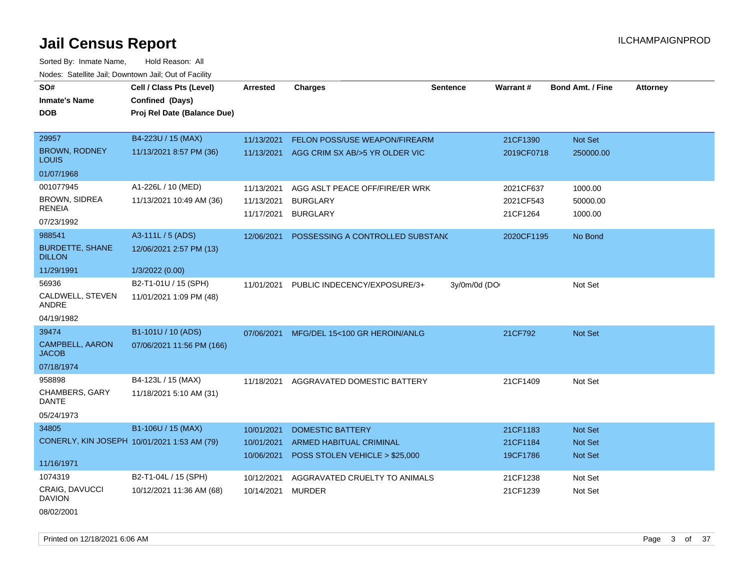# Jail Census Report

ILCHAMPAIGNPROD

Sorted By: Inmate Name, Hold Reason: All

Nodes: Satellite Jail; Downtown Jail; Out of Facility

| SO# / Inmate's Name / DOB | Cell / Class Pts (Level) / Confined (Days) / Proj Rel Date (Balance Due) | Arrested | Charges | Sentence | Warrant # | Bond Amt. / Fine | Attorney |
|---|---|---|---|---|---|---|---|
| 29957<br>BROWN, RODNEY LOUIS<br>01/07/1968 | B4-223U / 15 (MAX)<br>11/13/2021 8:57 PM (36) | 11/13/2021 | FELON POSS/USE WEAPON/FIREARM | | 21CF1390 | Not Set | |
| | | 11/13/2021 | AGG CRIM SX AB/>5 YR OLDER VIC | | 2019CF0718 | 250000.00 | |
| 001077945<br>BROWN, SIDREA RENEIA<br>07/23/1992 | A1-226L / 10 (MED)<br>11/13/2021 10:49 AM (36) | 11/13/2021 | AGG ASLT PEACE OFF/FIRE/ER WRK | | 2021CF637 | 1000.00 | |
| | | 11/13/2021 | BURGLARY | | 2021CF543 | 50000.00 | |
| | | 11/17/2021 | BURGLARY | | 21CF1264 | 1000.00 | |
| 988541<br>BURDETTE, SHANE DILLON<br>11/29/1991 | A3-111L / 5 (ADS)<br>12/06/2021 2:57 PM (13)<br>1/3/2022 (0.00) | 12/06/2021 | POSSESSING A CONTROLLED SUBSTANC | | 2020CF1195 | No Bond | |
| 56936<br>CALDWELL, STEVEN ANDRE<br>04/19/1982 | B2-T1-01U / 15 (SPH)<br>11/01/2021 1:09 PM (48) | 11/01/2021 | PUBLIC INDECENCY/EXPOSURE/3+ | 3y/0m/0d (DO | | Not Set | |
| 39474<br>CAMPBELL, AARON JACOB<br>07/18/1974 | B1-101U / 10 (ADS)<br>07/06/2021 11:56 PM (166) | 07/06/2021 | MFG/DEL 15<100 GR HEROIN/ANLG | | 21CF792 | Not Set | |
| 958898<br>CHAMBERS, GARY DANTE<br>05/24/1973 | B4-123L / 15 (MAX)<br>11/18/2021 5:10 AM (31) | 11/18/2021 | AGGRAVATED DOMESTIC BATTERY | | 21CF1409 | Not Set | |
| 34805<br>CONERLY, KIN JOSEPH<br>11/16/1971 | B1-106U / 15 (MAX)<br>10/01/2021 1:53 AM (79) | 10/01/2021 | DOMESTIC BATTERY | | 21CF1183 | Not Set | |
| | | 10/01/2021 | ARMED HABITUAL CRIMINAL | | 21CF1184 | Not Set | |
| | | 10/06/2021 | POSS STOLEN VEHICLE > $25,000 | | 19CF1786 | Not Set | |
| 1074319<br>CRAIG, DAVUCCI DAVION<br>08/02/2001 | B2-T1-04L / 15 (SPH)<br>10/12/2021 11:36 AM (68) | 10/12/2021 | AGGRAVATED CRUELTY TO ANIMALS | | 21CF1238 | Not Set | |
| | | 10/14/2021 | MURDER | | 21CF1239 | Not Set | |

Printed on 12/18/2021 6:06 AM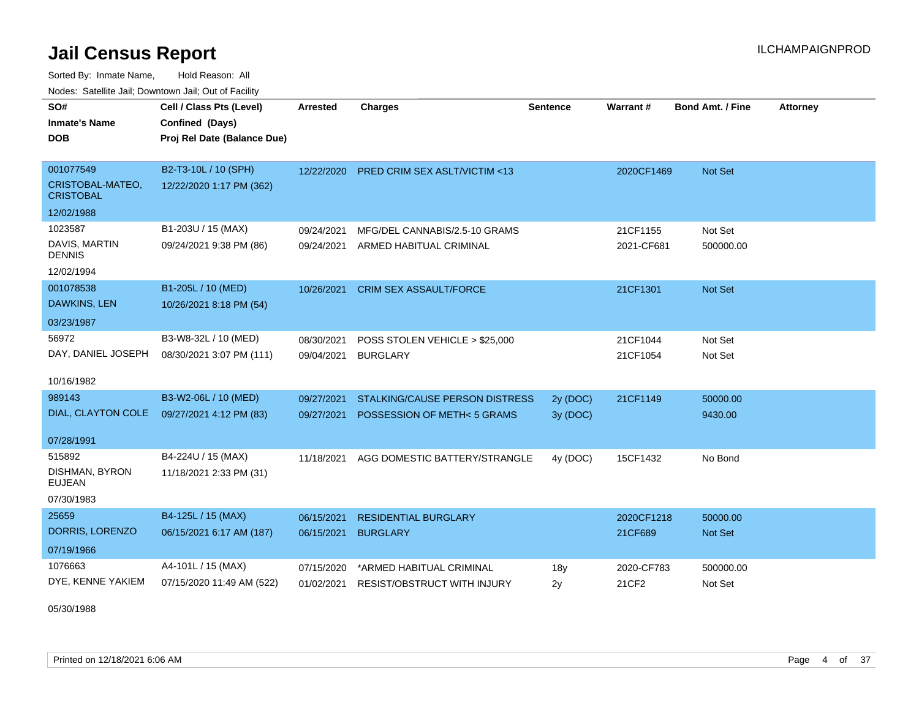# Jail Census Report

ILCHAMPAIGNPROD

Sorted By: Inmate Name, Hold Reason: All

Nodes: Satellite Jail; Downtown Jail; Out of Facility

| SO# / Inmate's Name / DOB | Cell / Class Pts (Level) / Confined (Days) / Proj Rel Date (Balance Due) | Arrested | Charges | Sentence | Warrant # | Bond Amt. / Fine | Attorney |
|---|---|---|---|---|---|---|---|
| 001077549<br>CRISTOBAL-MATEO, CRISTOBAL<br>12/02/1988 | B2-T3-10L / 10 (SPH)<br>12/22/2020 1:17 PM (362) | 12/22/2020 | PRED CRIM SEX ASLT/VICTIM <13 | | 2020CF1469 | Not Set | |
| 1023587<br>DAVIS, MARTIN DENNIS<br>12/02/1994 | B1-203U / 15 (MAX)<br>09/24/2021 9:38 PM (86) | 09/24/2021 | MFG/DEL CANNABIS/2.5-10 GRAMS | | 21CF1155 | Not Set | |
| | | 09/24/2021 | ARMED HABITUAL CRIMINAL | | 2021-CF681 | 500000.00 | |
| 001078538<br>DAWKINS, LEN<br>03/23/1987 | B1-205L / 10 (MED)<br>10/26/2021 8:18 PM (54) | 10/26/2021 | CRIM SEX ASSAULT/FORCE | | 21CF1301 | Not Set | |
| 56972<br>DAY, DANIEL JOSEPH<br>10/16/1982 | B3-W8-32L / 10 (MED)<br>08/30/2021 3:07 PM (111) | 08/30/2021 | POSS STOLEN VEHICLE > $25,000 | | 21CF1044 | Not Set | |
| | | 09/04/2021 | BURGLARY | | 21CF1054 | Not Set | |
| 989143<br>DIAL, CLAYTON COLE<br>07/28/1991 | B3-W2-06L / 10 (MED)<br>09/27/2021 4:12 PM (83) | 09/27/2021 | STALKING/CAUSE PERSON DISTRESS | 2y (DOC) | 21CF1149 | 50000.00 | |
| | | 09/27/2021 | POSSESSION OF METH< 5 GRAMS | 3y (DOC) | | 9430.00 | |
| 515892<br>DISHMAN, BYRON EUJEAN<br>07/30/1983 | B4-224U / 15 (MAX)<br>11/18/2021 2:33 PM (31) | 11/18/2021 | AGG DOMESTIC BATTERY/STRANGLE | 4y (DOC) | 15CF1432 | No Bond | |
| 25659<br>DORRIS, LORENZO<br>07/19/1966 | B4-125L / 15 (MAX)<br>06/15/2021 6:17 AM (187) | 06/15/2021 | RESIDENTIAL BURGLARY | | 2020CF1218 | 50000.00 | |
| | | 06/15/2021 | BURGLARY | | 21CF689 | Not Set | |
| 1076663<br>DYE, KENNE YAKIEM<br>05/30/1988 | A4-101L / 15 (MAX)<br>07/15/2020 11:49 AM (522) | 07/15/2020 | *ARMED HABITUAL CRIMINAL | 18y | 2020-CF783 | 500000.00 | |
| | | 01/02/2021 | RESIST/OBSTRUCT WITH INJURY | 2y | 21CF2 | Not Set | |

Printed on 12/18/2021 6:06 AM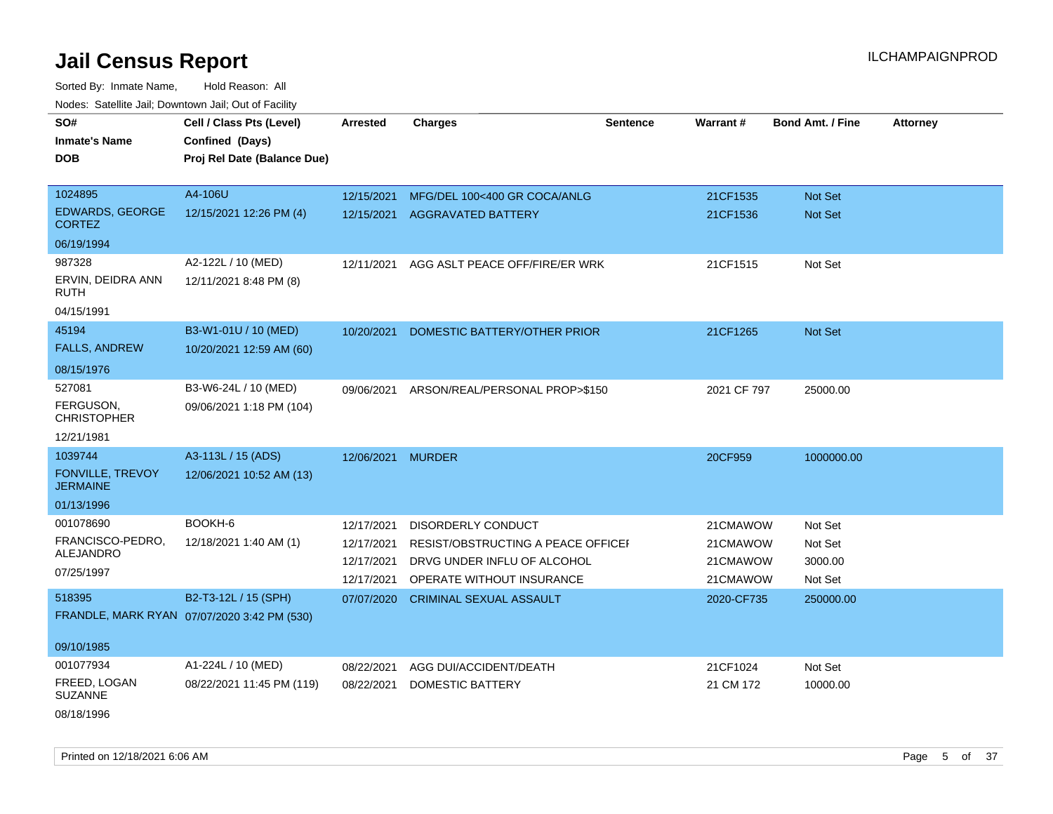# Jail Census Report

ILCHAMPAIGNPROD

Sorted By: Inmate Name, Hold Reason: All

Nodes: Satellite Jail; Downtown Jail; Out of Facility

| SO# / Inmate's Name / DOB | Cell / Class Pts (Level) / Confined (Days) / Proj Rel Date (Balance Due) | Arrested | Charges | Sentence | Warrant # | Bond Amt. / Fine | Attorney |
|---|---|---|---|---|---|---|---|
| 1024895<br>EDWARDS, GEORGE CORTEZ<br>06/19/1994 | A4-106U<br>12/15/2021 12:26 PM (4) | 12/15/2021 | MFG/DEL 100<400 GR COCA/ANLG | | 21CF1535 | Not Set | |
| | | 12/15/2021 | AGGRAVATED BATTERY | | 21CF1536 | Not Set | |
| 987328<br>ERVIN, DEIDRA ANN RUTH<br>04/15/1991 | A2-122L / 10 (MED)<br>12/11/2021 8:48 PM (8) | 12/11/2021 | AGG ASLT PEACE OFF/FIRE/ER WRK | | 21CF1515 | Not Set | |
| 45194<br>FALLS, ANDREW<br>08/15/1976 | B3-W1-01U / 10 (MED)<br>10/20/2021 12:59 AM (60) | 10/20/2021 | DOMESTIC BATTERY/OTHER PRIOR | | 21CF1265 | Not Set | |
| 527081<br>FERGUSON, CHRISTOPHER<br>12/21/1981 | B3-W6-24L / 10 (MED)<br>09/06/2021 1:18 PM (104) | 09/06/2021 | ARSON/REAL/PERSONAL PROP>$150 | | 2021 CF 797 | 25000.00 | |
| 1039744<br>FONVILLE, TREVOY JERMAINE<br>01/13/1996 | A3-113L / 15 (ADS)<br>12/06/2021 10:52 AM (13) | 12/06/2021 | MURDER | | 20CF959 | 1000000.00 | |
| 001078690<br>FRANCISCO-PEDRO, ALEJANDRO<br>07/25/1997 | BOOKH-6<br>12/18/2021 1:40 AM (1) | 12/17/2021 | DISORDERLY CONDUCT | | 21CMAWOW | Not Set | |
| | | 12/17/2021 | RESIST/OBSTRUCTING A PEACE OFFICEI | | 21CMAWOW | Not Set | |
| | | 12/17/2021 | DRVG UNDER INFLU OF ALCOHOL | | 21CMAWOW | 3000.00 | |
| | | 12/17/2021 | OPERATE WITHOUT INSURANCE | | 21CMAWOW | Not Set | |
| 518395<br>FRANDLE, MARK RYAN<br>09/10/1985 | B2-T3-12L / 15 (SPH)<br>07/07/2020 3:42 PM (530) | 07/07/2020 | CRIMINAL SEXUAL ASSAULT | | 2020-CF735 | 250000.00 | |
| 001077934<br>FREED, LOGAN SUZANNE<br>08/18/1996 | A1-224L / 10 (MED)<br>08/22/2021 11:45 PM (119) | 08/22/2021 | AGG DUI/ACCIDENT/DEATH | | 21CF1024 | Not Set | |
| | | 08/22/2021 | DOMESTIC BATTERY | | 21 CM 172 | 10000.00 | |

Printed on 12/18/2021 6:06 AM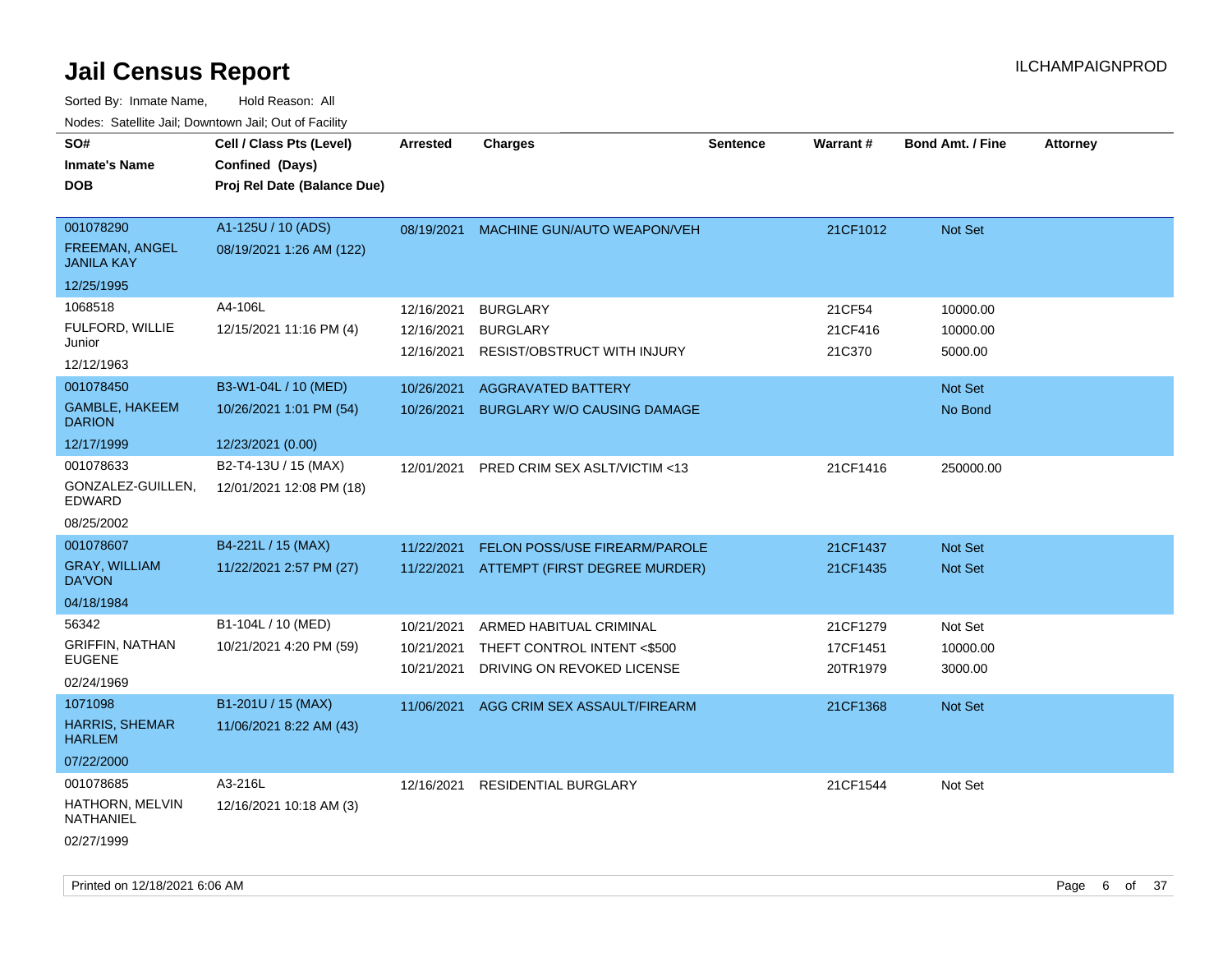# Jail Census Report

ILCHAMPAIGNPROD

Sorted By: Inmate Name, Hold Reason: All

Nodes: Satellite Jail; Downtown Jail; Out of Facility

| SO#<br>Inmate's Name<br>DOB | Cell / Class Pts (Level)<br>Confined (Days)<br>Proj Rel Date (Balance Due) | Arrested | Charges | Sentence | Warrant # | Bond Amt. / Fine | Attorney |
|---|---|---|---|---|---|---|---|
| 001078290<br>FREEMAN, ANGEL JANILA KAY<br>12/25/1995 | A1-125U / 10 (ADS)<br>08/19/2021 1:26 AM (122) | 08/19/2021 | MACHINE GUN/AUTO WEAPON/VEH | | 21CF1012 | Not Set | |
| 1068518<br>FULFORD, WILLIE Junior<br>12/12/1963 | A4-106L<br>12/15/2021 11:16 PM (4) | 12/16/2021 | BURGLARY | | 21CF54 | 10000.00 | |
| | | 12/16/2021 | BURGLARY | | 21CF416 | 10000.00 | |
| | | 12/16/2021 | RESIST/OBSTRUCT WITH INJURY | | 21C370 | 5000.00 | |
| 001078450<br>GAMBLE, HAKEEM DARION<br>12/17/1999 | B3-W1-04L / 10 (MED)<br>10/26/2021 1:01 PM (54)<br>12/23/2021 (0.00) | 10/26/2021 | AGGRAVATED BATTERY | | | Not Set | |
| | | 10/26/2021 | BURGLARY W/O CAUSING DAMAGE | | | No Bond | |
| 001078633<br>GONZALEZ-GUILLEN, EDWARD<br>08/25/2002 | B2-T4-13U / 15 (MAX)<br>12/01/2021 12:08 PM (18) | 12/01/2021 | PRED CRIM SEX ASLT/VICTIM <13 | | 21CF1416 | 250000.00 | |
| 001078607<br>GRAY, WILLIAM DA'VON<br>04/18/1984 | B4-221L / 15 (MAX)<br>11/22/2021 2:57 PM (27) | 11/22/2021 | FELON POSS/USE FIREARM/PAROLE | | 21CF1437 | Not Set | |
| | | 11/22/2021 | ATTEMPT (FIRST DEGREE MURDER) | | 21CF1435 | Not Set | |
| 56342<br>GRIFFIN, NATHAN EUGENE<br>02/24/1969 | B1-104L / 10 (MED)<br>10/21/2021 4:20 PM (59) | 10/21/2021 | ARMED HABITUAL CRIMINAL | | 21CF1279 | Not Set | |
| | | 10/21/2021 | THEFT CONTROL INTENT <$500 | | 17CF1451 | 10000.00 | |
| | | 10/21/2021 | DRIVING ON REVOKED LICENSE | | 20TR1979 | 3000.00 | |
| 1071098<br>HARRIS, SHEMAR HARLEM<br>07/22/2000 | B1-201U / 15 (MAX)<br>11/06/2021 8:22 AM (43) | 11/06/2021 | AGG CRIM SEX ASSAULT/FIREARM | | 21CF1368 | Not Set | |
| 001078685<br>HATHORN, MELVIN NATHANIEL<br>02/27/1999 | A3-216L<br>12/16/2021 10:18 AM (3) | 12/16/2021 | RESIDENTIAL BURGLARY | | 21CF1544 | Not Set | |

Printed on 12/18/2021 6:06 AM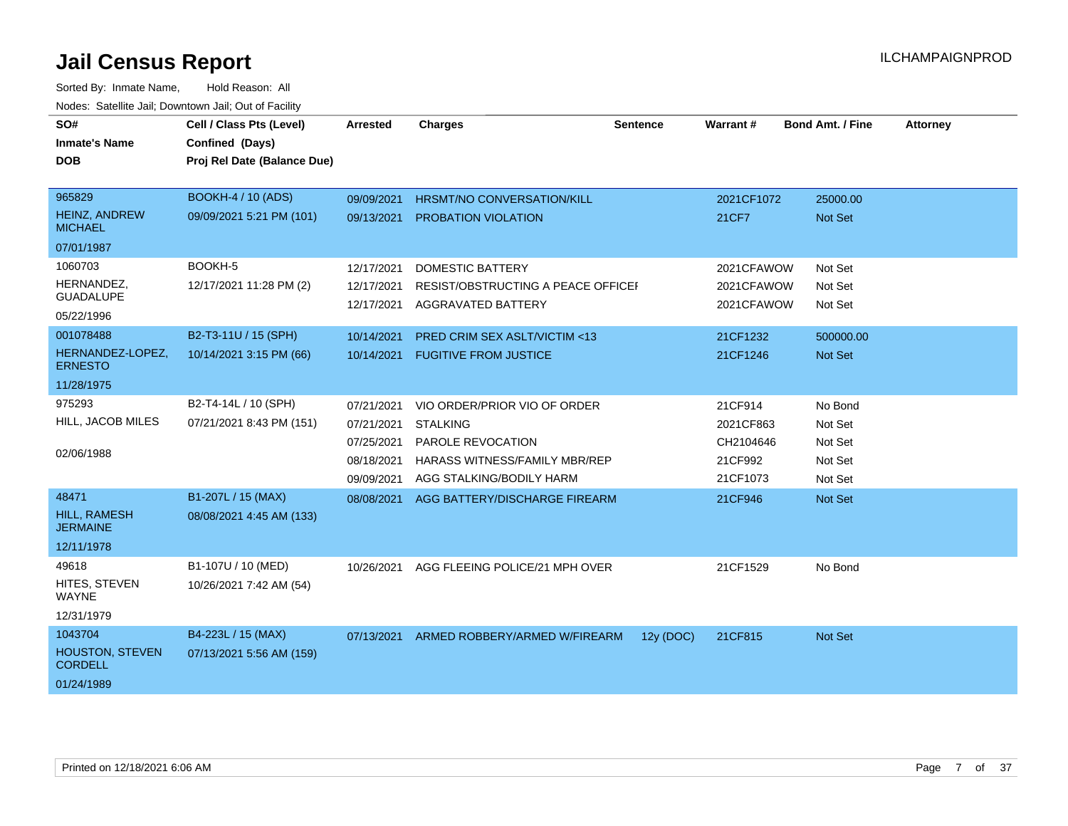# Jail Census Report

ILCHAMPAIGNPROD

Sorted By: Inmate Name, Hold Reason: All

Nodes: Satellite Jail; Downtown Jail; Out of Facility

| SO# / Inmate's Name / DOB | Cell / Class Pts (Level) / Confined (Days) / Proj Rel Date (Balance Due) | Arrested | Charges | Sentence | Warrant # | Bond Amt. / Fine | Attorney |
|---|---|---|---|---|---|---|---|
| 965829<br>HEINZ, ANDREW MICHAEL<br>07/01/1987 | BOOKH-4 / 10 (ADS)<br>09/09/2021 5:21 PM (101) | 09/09/2021 | HRSMT/NO CONVERSATION/KILL | | 2021CF1072 | 25000.00 | |
| | | 09/13/2021 | PROBATION VIOLATION | | 21CF7 | Not Set | |
| 1060703<br>HERNANDEZ, GUADALUPE<br>05/22/1996 | BOOKH-5<br>12/17/2021 11:28 PM (2) | 12/17/2021 | DOMESTIC BATTERY | | 2021CFAWOW | Not Set | |
| | | 12/17/2021 | RESIST/OBSTRUCTING A PEACE OFFICEI | | 2021CFAWOW | Not Set | |
| | | 12/17/2021 | AGGRAVATED BATTERY | | 2021CFAWOW | Not Set | |
| 001078488<br>HERNANDEZ-LOPEZ, ERNESTO<br>11/28/1975 | B2-T3-11U / 15 (SPH)<br>10/14/2021 3:15 PM (66) | 10/14/2021 | PRED CRIM SEX ASLT/VICTIM <13 | | 21CF1232 | 500000.00 | |
| | | 10/14/2021 | FUGITIVE FROM JUSTICE | | 21CF1246 | Not Set | |
| 975293<br>HILL, JACOB MILES<br>02/06/1988 | B2-T4-14L / 10 (SPH)<br>07/21/2021 8:43 PM (151) | 07/21/2021 | VIO ORDER/PRIOR VIO OF ORDER | | 21CF914 | No Bond | |
| | | 07/21/2021 | STALKING | | 2021CF863 | Not Set | |
| | | 07/25/2021 | PAROLE REVOCATION | | CH2104646 | Not Set | |
| | | 08/18/2021 | HARASS WITNESS/FAMILY MBR/REP | | 21CF992 | Not Set | |
| | | 09/09/2021 | AGG STALKING/BODILY HARM | | 21CF1073 | Not Set | |
| 48471<br>HILL, RAMESH JERMAINE<br>12/11/1978 | B1-207L / 15 (MAX)<br>08/08/2021 4:45 AM (133) | 08/08/2021 | AGG BATTERY/DISCHARGE FIREARM | | 21CF946 | Not Set | |
| 49618<br>HITES, STEVEN WAYNE<br>12/31/1979 | B1-107U / 10 (MED)<br>10/26/2021 7:42 AM (54) | 10/26/2021 | AGG FLEEING POLICE/21 MPH OVER | | 21CF1529 | No Bond | |
| 1043704<br>HOUSTON, STEVEN CORDELL<br>01/24/1989 | B4-223L / 15 (MAX)<br>07/13/2021 5:56 AM (159) | 07/13/2021 | ARMED ROBBERY/ARMED W/FIREARM | 12y (DOC) | 21CF815 | Not Set | |

Printed on 12/18/2021 6:06 AM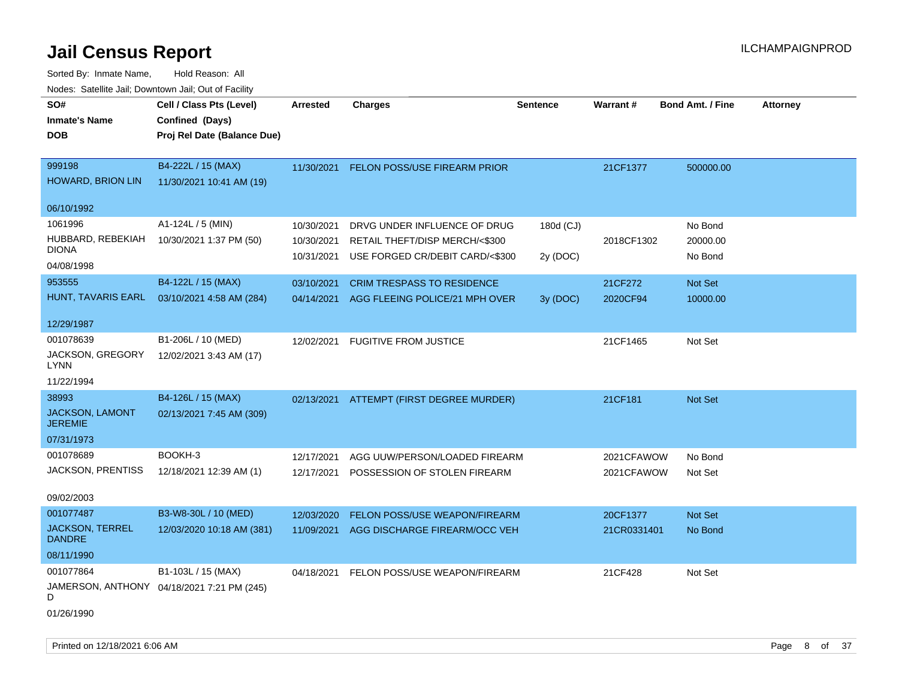# Jail Census Report

ILCHAMPAIGNPROD

Sorted By: Inmate Name, Hold Reason: All

Nodes: Satellite Jail; Downtown Jail; Out of Facility

| SO# / Inmate's Name / DOB | Cell / Class Pts (Level) / Confined (Days) / Proj Rel Date (Balance Due) | Arrested | Charges | Sentence | Warrant # | Bond Amt. / Fine | Attorney |
|---|---|---|---|---|---|---|---|
| 999198<br>HOWARD, BRION LIN<br>06/10/1992 | B4-222L / 15 (MAX)<br>11/30/2021 10:41 AM (19) | 11/30/2021 | FELON POSS/USE FIREARM PRIOR | | 21CF1377 | 500000.00 | |
| 1061996<br>HUBBARD, REBEKIAH DIONA<br>04/08/1998 | A1-124L / 5 (MIN)<br>10/30/2021 1:37 PM (50) | 10/30/2021 | DRVG UNDER INFLUENCE OF DRUG | 180d (CJ) | | No Bond | |
| | | 10/30/2021 | RETAIL THEFT/DISP MERCH/<$300 | | 2018CF1302 | 20000.00 | |
| | | 10/31/2021 | USE FORGED CR/DEBIT CARD/<$300 | 2y (DOC) | | No Bond | |
| 953555<br>HUNT, TAVARIS EARL<br>12/29/1987 | B4-122L / 15 (MAX)<br>03/10/2021 4:58 AM (284) | 03/10/2021 | CRIM TRESPASS TO RESIDENCE | | 21CF272 | Not Set | |
| | | 04/14/2021 | AGG FLEEING POLICE/21 MPH OVER | 3y (DOC) | 2020CF94 | 10000.00 | |
| 001078639<br>JACKSON, GREGORY LYNN<br>11/22/1994 | B1-206L / 10 (MED)<br>12/02/2021 3:43 AM (17) | 12/02/2021 | FUGITIVE FROM JUSTICE | | 21CF1465 | Not Set | |
| 38993<br>JACKSON, LAMONT JEREMIE<br>07/31/1973 | B4-126L / 15 (MAX)<br>02/13/2021 7:45 AM (309) | 02/13/2021 | ATTEMPT (FIRST DEGREE MURDER) | | 21CF181 | Not Set | |
| 001078689<br>JACKSON, PRENTISS<br>09/02/2003 | BOOKH-3<br>12/18/2021 12:39 AM (1) | 12/17/2021 | AGG UUW/PERSON/LOADED FIREARM | | 2021CFAWOW | No Bond | |
| | | 12/17/2021 | POSSESSION OF STOLEN FIREARM | | 2021CFAWOW | Not Set | |
| 001077487<br>JACKSON, TERREL DANDRE<br>08/11/1990 | B3-W8-30L / 10 (MED)<br>12/03/2020 10:18 AM (381) | 12/03/2020 | FELON POSS/USE WEAPON/FIREARM | | 20CF1377 | Not Set | |
| | | 11/09/2021 | AGG DISCHARGE FIREARM/OCC VEH | | 21CR0331401 | No Bond | |
| 001077864<br>JAMERSON, ANTHONY D<br>01/26/1990 | B1-103L / 15 (MAX)<br>04/18/2021 7:21 PM (245) | 04/18/2021 | FELON POSS/USE WEAPON/FIREARM | | 21CF428 | Not Set | |

Printed on 12/18/2021 6:06 AM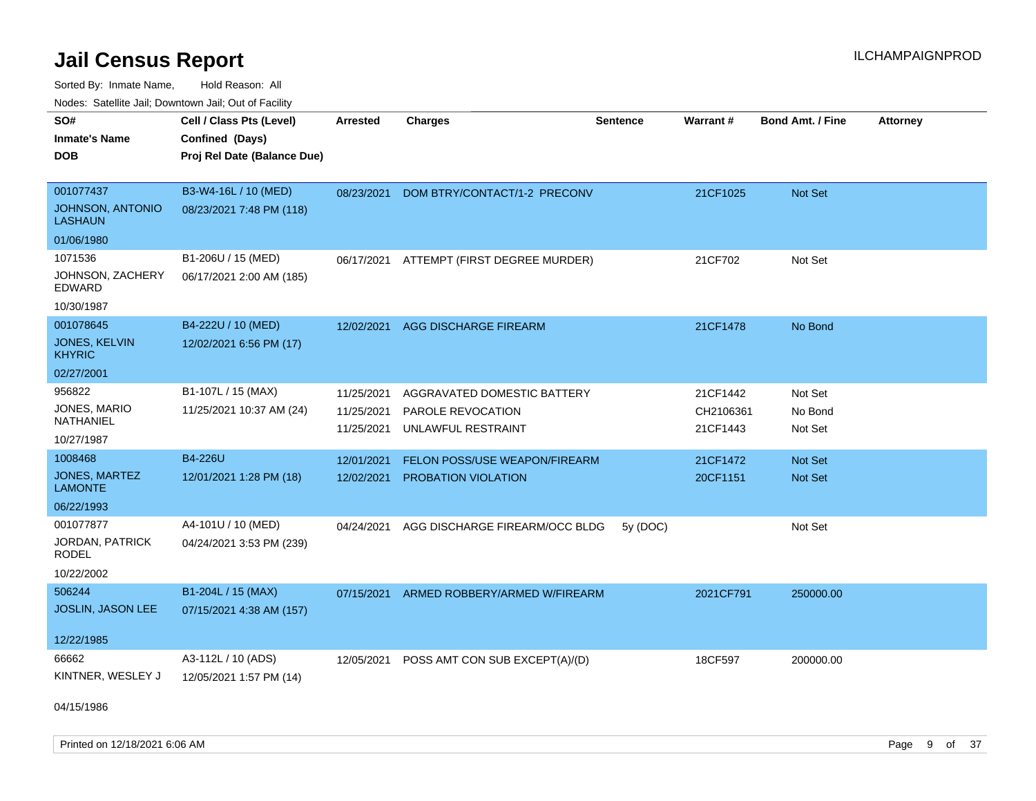# Jail Census Report

Sorted By: Inmate Name, Hold Reason: All

Nodes: Satellite Jail; Downtown Jail; Out of Facility

| SO# / Inmate's Name / DOB | Cell / Class Pts (Level) / Confined (Days) / Proj Rel Date (Balance Due) | Arrested | Charges | Sentence | Warrant # | Bond Amt. / Fine | Attorney |
|---|---|---|---|---|---|---|---|
| 001077437<br>JOHNSON, ANTONIO LASHAUN<br>01/06/1980 | B3-W4-16L / 10 (MED)<br>08/23/2021 7:48 PM (118) | 08/23/2021 | DOM BTRY/CONTACT/1-2 PRECONV | | 21CF1025 | Not Set | |
| 1071536<br>JOHNSON, ZACHERY EDWARD<br>10/30/1987 | B1-206U / 15 (MED)<br>06/17/2021 2:00 AM (185) | 06/17/2021 | ATTEMPT (FIRST DEGREE MURDER) | | 21CF702 | Not Set | |
| 001078645<br>JONES, KELVIN KHYRIC<br>02/27/2001 | B4-222U / 10 (MED)<br>12/02/2021 6:56 PM (17) | 12/02/2021 | AGG DISCHARGE FIREARM | | 21CF1478 | No Bond | |
| 956822<br>JONES, MARIO NATHANIEL<br>10/27/1987 | B1-107L / 15 (MAX)<br>11/25/2021 10:37 AM (24) | 11/25/2021<br>11/25/2021<br>11/25/2021 | AGGRAVATED DOMESTIC BATTERY<br>PAROLE REVOCATION<br>UNLAWFUL RESTRAINT | | 21CF1442<br>CH2106361<br>21CF1443 | Not Set<br>No Bond<br>Not Set | |
| 1008468<br>JONES, MARTEZ LAMONTE<br>06/22/1993 | B4-226U<br>12/01/2021 1:28 PM (18) | 12/01/2021<br>12/02/2021 | FELON POSS/USE WEAPON/FIREARM<br>PROBATION VIOLATION | | 21CF1472<br>20CF1151 | Not Set<br>Not Set | |
| 001077877<br>JORDAN, PATRICK RODEL<br>10/22/2002 | A4-101U / 10 (MED)<br>04/24/2021 3:53 PM (239) | 04/24/2021 | AGG DISCHARGE FIREARM/OCC BLDG | 5y (DOC) | | Not Set | |
| 506244<br>JOSLIN, JASON LEE<br>12/22/1985 | B1-204L / 15 (MAX)<br>07/15/2021 4:38 AM (157) | 07/15/2021 | ARMED ROBBERY/ARMED W/FIREARM | | 2021CF791 | 250000.00 | |
| 66662<br>KINTNER, WESLEY J<br>04/15/1986 | A3-112L / 10 (ADS)<br>12/05/2021 1:57 PM (14) | 12/05/2021 | POSS AMT CON SUB EXCEPT(A)/(D) | | 18CF597 | 200000.00 | |

Printed on 12/18/2021 6:06 AM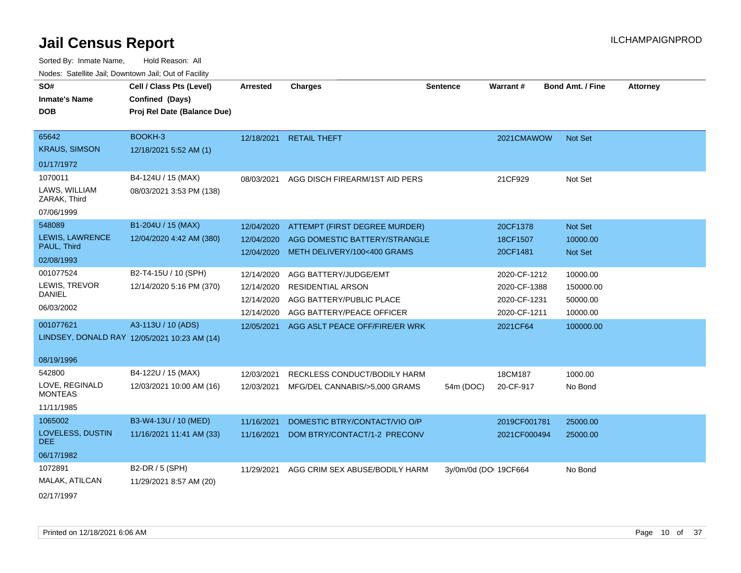# Jail Census Report

ILCHAMPAIGNPROD

Sorted By: Inmate Name, Hold Reason: All

Nodes: Satellite Jail; Downtown Jail; Out of Facility

| SO# / Inmate's Name / DOB | Cell / Class Pts (Level) / Confined (Days) / Proj Rel Date (Balance Due) | Arrested | Charges | Sentence | Warrant # | Bond Amt. / Fine | Attorney |
|---|---|---|---|---|---|---|---|
| 65642<br>KRAUS, SIMSON<br>01/17/1972 | BOOKH-3<br>12/18/2021 5:52 AM (1) | 12/18/2021 | RETAIL THEFT | | 2021CMAWOW | Not Set | |
| 1070011<br>LAWS, WILLIAM ZARAK, Third<br>07/06/1999 | B4-124U / 15 (MAX)<br>08/03/2021 3:53 PM (138) | 08/03/2021 | AGG DISCH FIREARM/1ST AID PERS | | 21CF929 | Not Set | |
| 548089<br>LEWIS, LAWRENCE PAUL, Third<br>02/08/1993 | B1-204U / 15 (MAX)<br>12/04/2020 4:42 AM (380) | 12/04/2020 | ATTEMPT (FIRST DEGREE MURDER) | | 20CF1378 | Not Set | |
| | | 12/04/2020 | AGG DOMESTIC BATTERY/STRANGLE | | 18CF1507 | 10000.00 | |
| | | 12/04/2020 | METH DELIVERY/100<400 GRAMS | | 20CF1481 | Not Set | |
| 001077524<br>LEWIS, TREVOR DANIEL<br>06/03/2002 | B2-T4-15U / 10 (SPH)<br>12/14/2020 5:16 PM (370) | 12/14/2020 | AGG BATTERY/JUDGE/EMT | | 2020-CF-1212 | 10000.00 | |
| | | 12/14/2020 | RESIDENTIAL ARSON | | 2020-CF-1388 | 150000.00 | |
| | | 12/14/2020 | AGG BATTERY/PUBLIC PLACE | | 2020-CF-1231 | 50000.00 | |
| | | 12/14/2020 | AGG BATTERY/PEACE OFFICER | | 2020-CF-1211 | 10000.00 | |
| 001077621<br>LINDSEY, DONALD RAY<br>08/19/1996 | A3-113U / 10 (ADS)<br>12/05/2021 10:23 AM (14) | 12/05/2021 | AGG ASLT PEACE OFF/FIRE/ER WRK | | 2021CF64 | 100000.00 | |
| 542800<br>LOVE, REGINALD MONTEAS<br>11/11/1985 | B4-122U / 15 (MAX)<br>12/03/2021 10:00 AM (16) | 12/03/2021 | RECKLESS CONDUCT/BODILY HARM | | 18CM187 | 1000.00 | |
| | | 12/03/2021 | MFG/DEL CANNABIS/>5,000 GRAMS | 54m (DOC) | 20-CF-917 | No Bond | |
| 1065002<br>LOVELESS, DUSTIN DEE<br>06/17/1982 | B3-W4-13U / 10 (MED)<br>11/16/2021 11:41 AM (33) | 11/16/2021 | DOMESTIC BTRY/CONTACT/VIO O/P | | 2019CF001781 | 25000.00 | |
| | | 11/16/2021 | DOM BTRY/CONTACT/1-2 PRECONV | | 2021CF000494 | 25000.00 | |
| 1072891<br>MALAK, ATILCAN<br>02/17/1997 | B2-DR / 5 (SPH)<br>11/29/2021 8:57 AM (20) | 11/29/2021 | AGG CRIM SEX ABUSE/BODILY HARM | 3y/0m/0d (DO | 19CF664 | No Bond | |

Printed on 12/18/2021 6:06 AM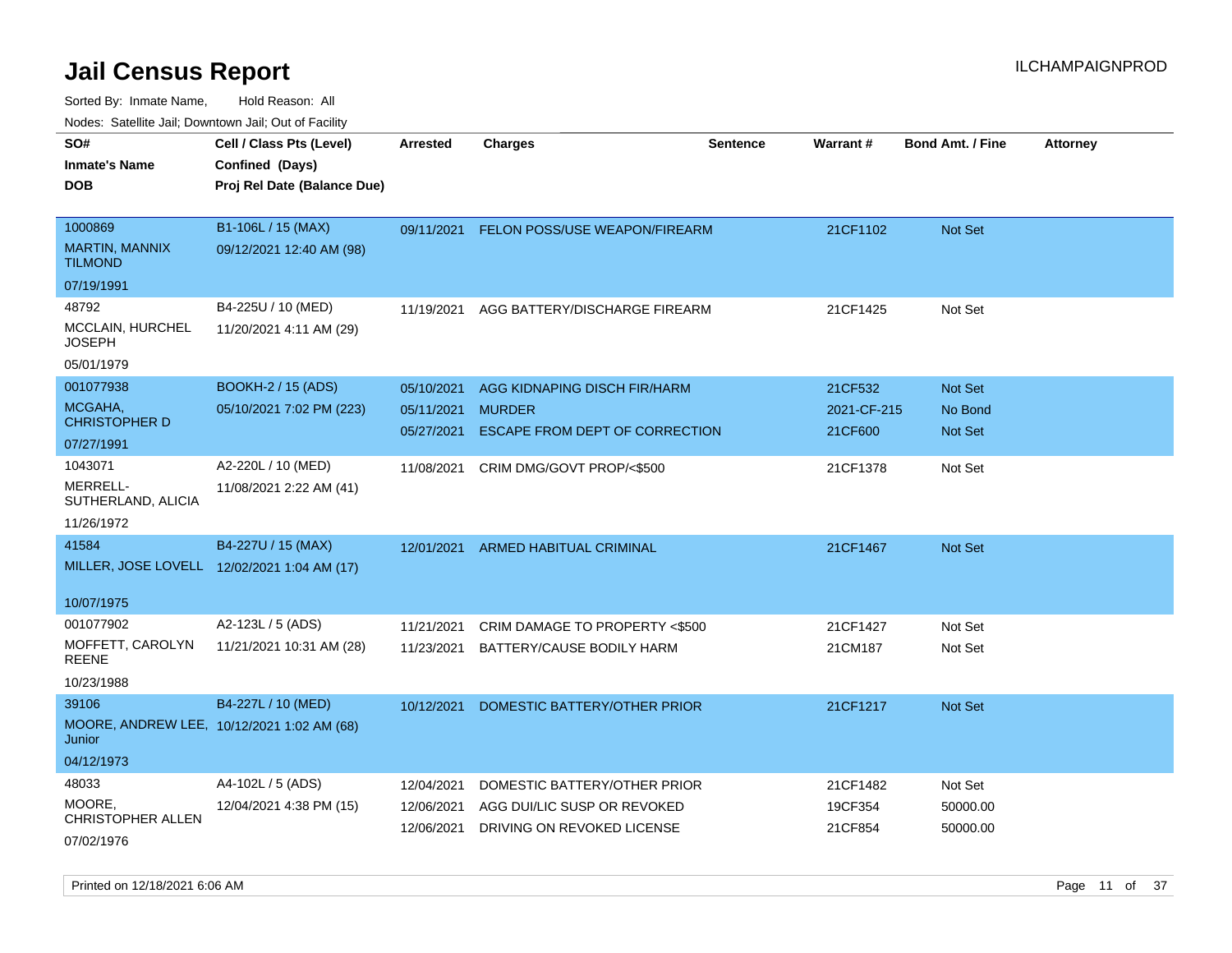# Jail Census Report

ILCHAMPAIGNPROD

Sorted By: Inmate Name, Hold Reason: All

Nodes: Satellite Jail; Downtown Jail; Out of Facility

| SO# / Inmate's Name / DOB | Cell / Class Pts (Level) / Confined (Days) / Proj Rel Date (Balance Due) | Arrested | Charges | Sentence | Warrant # | Bond Amt. / Fine | Attorney |
|---|---|---|---|---|---|---|---|
| 1000869 MARTIN, MANNIX TILMOND 07/19/1991 | B1-106L / 15 (MAX) 09/12/2021 12:40 AM (98) | 09/11/2021 | FELON POSS/USE WEAPON/FIREARM | | 21CF1102 | Not Set | |
| 48792 MCCLAIN, HURCHEL JOSEPH 05/01/1979 | B4-225U / 10 (MED) 11/20/2021 4:11 AM (29) | 11/19/2021 | AGG BATTERY/DISCHARGE FIREARM | | 21CF1425 | Not Set | |
| 001077938 MCGAHA, CHRISTOPHER D 07/27/1991 | BOOKH-2 / 15 (ADS) 05/10/2021 7:02 PM (223) | 05/10/2021 | AGG KIDNAPING DISCH FIR/HARM | | 21CF532 | Not Set | |
| | | 05/11/2021 | MURDER | | 2021-CF-215 | No Bond | |
| | | 05/27/2021 | ESCAPE FROM DEPT OF CORRECTION | | 21CF600 | Not Set | |
| 1043071 MERRELL-SUTHERLAND, ALICIA 11/26/1972 | A2-220L / 10 (MED) 11/08/2021 2:22 AM (41) | 11/08/2021 | CRIM DMG/GOVT PROP/<$500 | | 21CF1378 | Not Set | |
| 41584 MILLER, JOSE LOVELL 10/07/1975 | B4-227U / 15 (MAX) 12/02/2021 1:04 AM (17) | 12/01/2021 | ARMED HABITUAL CRIMINAL | | 21CF1467 | Not Set | |
| 001077902 MOFFETT, CAROLYN REENE 10/23/1988 | A2-123L / 5 (ADS) 11/21/2021 10:31 AM (28) | 11/21/2021 | CRIM DAMAGE TO PROPERTY <$500 | | 21CF1427 | Not Set | |
| | | 11/23/2021 | BATTERY/CAUSE BODILY HARM | | 21CM187 | Not Set | |
| 39106 MOORE, ANDREW LEE, Junior 04/12/1973 | B4-227L / 10 (MED) 10/12/2021 1:02 AM (68) | 10/12/2021 | DOMESTIC BATTERY/OTHER PRIOR | | 21CF1217 | Not Set | |
| 48033 MOORE, CHRISTOPHER ALLEN 07/02/1976 | A4-102L / 5 (ADS) 12/04/2021 4:38 PM (15) | 12/04/2021 | DOMESTIC BATTERY/OTHER PRIOR | | 21CF1482 | Not Set | |
| | | 12/06/2021 | AGG DUI/LIC SUSP OR REVOKED | | 19CF354 | 50000.00 | |
| | | 12/06/2021 | DRIVING ON REVOKED LICENSE | | 21CF854 | 50000.00 | |

Printed on 12/18/2021 6:06 AM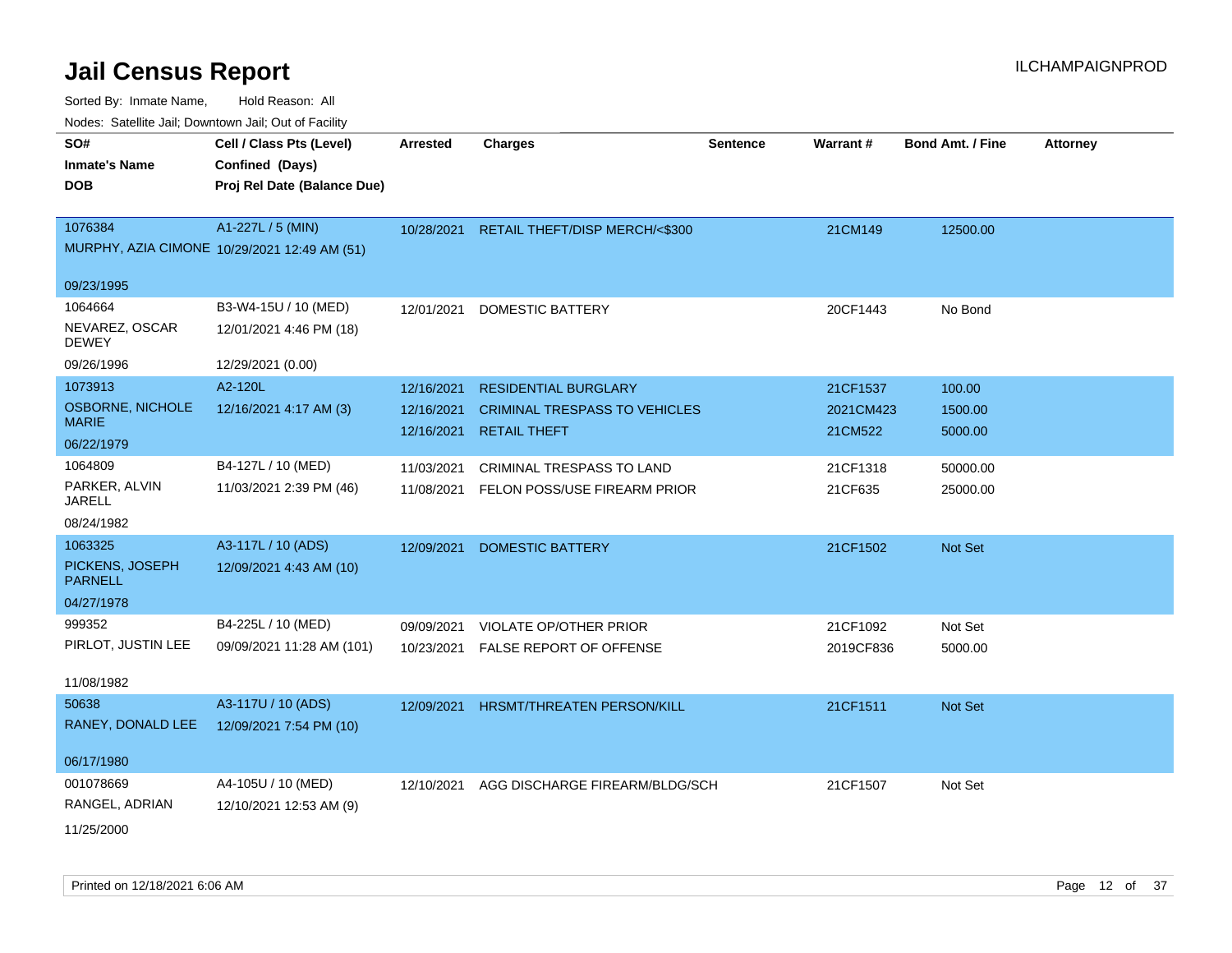# Jail Census Report

ILCHAMPAIGNPROD

Sorted By: Inmate Name, Hold Reason: All

Nodes: Satellite Jail; Downtown Jail; Out of Facility

| SO# / Inmate's Name / DOB | Cell / Class Pts (Level) / Confined (Days) / Proj Rel Date (Balance Due) | Arrested | Charges | Sentence | Warrant # | Bond Amt. / Fine | Attorney |
|---|---|---|---|---|---|---|---|
| 1076384<br>MURPHY, AZIA CIMONE<br>09/23/1995 | A1-227L / 5 (MIN)<br>10/29/2021 12:49 AM (51) | 10/28/2021 | RETAIL THEFT/DISP MERCH/<$300 | | 21CM149 | 12500.00 | |
| 1064664<br>NEVAREZ, OSCAR DEWEY<br>09/26/1996 | B3-W4-15U / 10 (MED)<br>12/01/2021 4:46 PM (18)<br>12/29/2021 (0.00) | 12/01/2021 | DOMESTIC BATTERY | | 20CF1443 | No Bond | |
| 1073913<br>OSBORNE, NICHOLE MARIE<br>06/22/1979 | A2-120L<br>12/16/2021 4:17 AM (3) | 12/16/2021<br>12/16/2021<br>12/16/2021 | RESIDENTIAL BURGLARY<br>CRIMINAL TRESPASS TO VEHICLES<br>RETAIL THEFT | | 21CF1537<br>2021CM423<br>21CM522 | 100.00<br>1500.00<br>5000.00 | |
| 1064809<br>PARKER, ALVIN JARELL<br>08/24/1982 | B4-127L / 10 (MED)<br>11/03/2021 2:39 PM (46) | 11/03/2021<br>11/08/2021 | CRIMINAL TRESPASS TO LAND<br>FELON POSS/USE FIREARM PRIOR | | 21CF1318<br>21CF635 | 50000.00<br>25000.00 | |
| 1063325<br>PICKENS, JOSEPH PARNELL<br>04/27/1978 | A3-117L / 10 (ADS)<br>12/09/2021 4:43 AM (10) | 12/09/2021 | DOMESTIC BATTERY | | 21CF1502 | Not Set | |
| 999352<br>PIRLOT, JUSTIN LEE<br>11/08/1982 | B4-225L / 10 (MED)<br>09/09/2021 11:28 AM (101) | 09/09/2021<br>10/23/2021 | VIOLATE OP/OTHER PRIOR<br>FALSE REPORT OF OFFENSE | | 21CF1092<br>2019CF836 | Not Set<br>5000.00 | |
| 50638<br>RANEY, DONALD LEE<br>06/17/1980 | A3-117U / 10 (ADS)<br>12/09/2021 7:54 PM (10) | 12/09/2021 | HRSMT/THREATEN PERSON/KILL | | 21CF1511 | Not Set | |
| 001078669<br>RANGEL, ADRIAN<br>11/25/2000 | A4-105U / 10 (MED)<br>12/10/2021 12:53 AM (9) | 12/10/2021 | AGG DISCHARGE FIREARM/BLDG/SCH | | 21CF1507 | Not Set | |

Printed on 12/18/2021 6:06 AM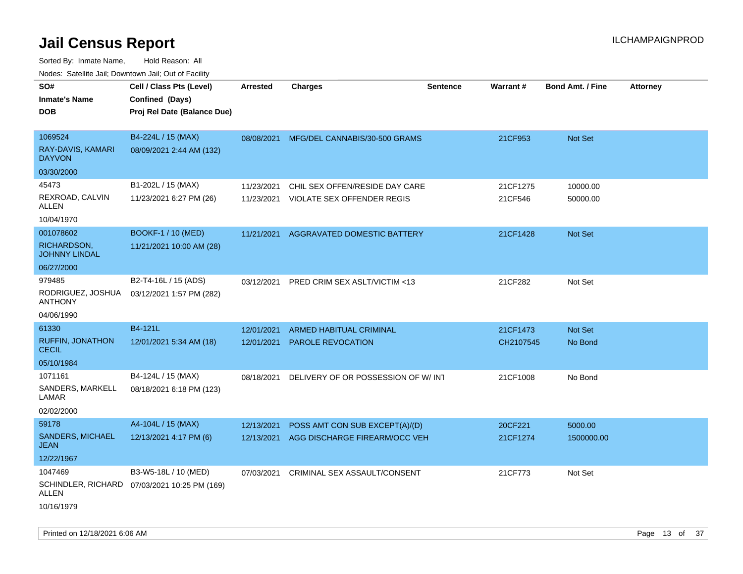# Jail Census Report

ILCHAMPAIGNPROD

Sorted By: Inmate Name, Hold Reason: All

Nodes: Satellite Jail; Downtown Jail; Out of Facility

| SO# / Inmate's Name / DOB | Cell / Class Pts (Level) / Confined (Days) / Proj Rel Date (Balance Due) | Arrested | Charges | Sentence | Warrant # | Bond Amt. / Fine | Attorney |
|---|---|---|---|---|---|---|---|
| 1069524<br>RAY-DAVIS, KAMARI DAYVON<br>03/30/2000 | B4-224L / 15 (MAX)<br>08/09/2021 2:44 AM (132) | 08/08/2021 | MFG/DEL CANNABIS/30-500 GRAMS | | 21CF953 | Not Set | |
| 45473<br>REXROAD, CALVIN ALLEN<br>10/04/1970 | B1-202L / 15 (MAX)<br>11/23/2021 6:27 PM (26) | 11/23/2021<br>11/23/2021 | CHIL SEX OFFEN/RESIDE DAY CARE<br>VIOLATE SEX OFFENDER REGIS | | 21CF1275<br>21CF546 | 10000.00<br>50000.00 | |
| 001078602<br>RICHARDSON, JOHNNY LINDAL<br>06/27/2000 | BOOKF-1 / 10 (MED)<br>11/21/2021 10:00 AM (28) | 11/21/2021 | AGGRAVATED DOMESTIC BATTERY | | 21CF1428 | Not Set | |
| 979485<br>RODRIGUEZ, JOSHUA ANTHONY<br>04/06/1990 | B2-T4-16L / 15 (ADS)<br>03/12/2021 1:57 PM (282) | 03/12/2021 | PRED CRIM SEX ASLT/VICTIM <13 | | 21CF282 | Not Set | |
| 61330<br>RUFFIN, JONATHON CECIL<br>05/10/1984 | B4-121L<br>12/01/2021 5:34 AM (18) | 12/01/2021<br>12/01/2021 | ARMED HABITUAL CRIMINAL<br>PAROLE REVOCATION | | 21CF1473<br>CH2107545 | Not Set<br>No Bond | |
| 1071161<br>SANDERS, MARKELL LAMAR<br>02/02/2000 | B4-124L / 15 (MAX)<br>08/18/2021 6:18 PM (123) | 08/18/2021 | DELIVERY OF OR POSSESSION OF W/ INT | | 21CF1008 | No Bond | |
| 59178<br>SANDERS, MICHAEL JEAN<br>12/22/1967 | A4-104L / 15 (MAX)<br>12/13/2021 4:17 PM (6) | 12/13/2021<br>12/13/2021 | POSS AMT CON SUB EXCEPT(A)/(D)<br>AGG DISCHARGE FIREARM/OCC VEH | | 20CF221<br>21CF1274 | 5000.00<br>1500000.00 | |
| 1047469<br>SCHINDLER, RICHARD ALLEN<br>10/16/1979 | B3-W5-18L / 10 (MED)<br>07/03/2021 10:25 PM (169) | 07/03/2021 | CRIMINAL SEX ASSAULT/CONSENT | | 21CF773 | Not Set | |

Printed on 12/18/2021 6:06 AM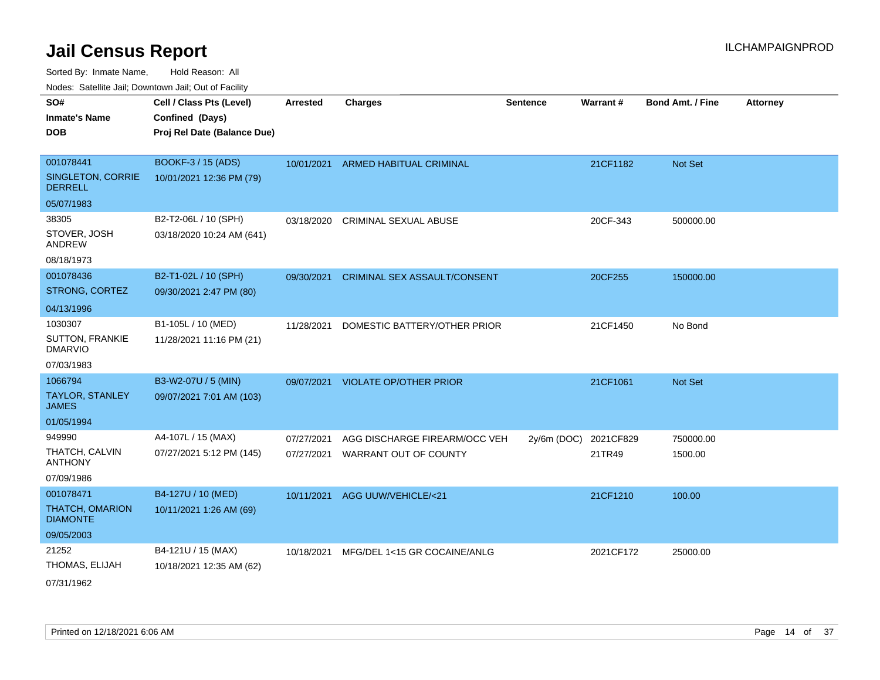# Jail Census Report

ILCHAMPAIGNPROD

Sorted By: Inmate Name, Hold Reason: All

Nodes: Satellite Jail; Downtown Jail; Out of Facility

| SO# / Inmate's Name / DOB | Cell / Class Pts (Level) / Confined (Days) / Proj Rel Date (Balance Due) | Arrested | Charges | Sentence | Warrant # | Bond Amt. / Fine | Attorney |
|---|---|---|---|---|---|---|---|
| 001078441 SINGLETON, CORRIE DERRELL 05/07/1983 | BOOKF-3 / 15 (ADS) 10/01/2021 12:36 PM (79) | 10/01/2021 | ARMED HABITUAL CRIMINAL | | 21CF1182 | Not Set | |
| 38305 STOVER, JOSH ANDREW 08/18/1973 | B2-T2-06L / 10 (SPH) 03/18/2020 10:24 AM (641) | 03/18/2020 | CRIMINAL SEXUAL ABUSE | | 20CF-343 | 500000.00 | |
| 001078436 STRONG, CORTEZ 04/13/1996 | B2-T1-02L / 10 (SPH) 09/30/2021 2:47 PM (80) | 09/30/2021 | CRIMINAL SEX ASSAULT/CONSENT | | 20CF255 | 150000.00 | |
| 1030307 SUTTON, FRANKIE DMARVIO 07/03/1983 | B1-105L / 10 (MED) 11/28/2021 11:16 PM (21) | 11/28/2021 | DOMESTIC BATTERY/OTHER PRIOR | | 21CF1450 | No Bond | |
| 1066794 TAYLOR, STANLEY JAMES 01/05/1994 | B3-W2-07U / 5 (MIN) 09/07/2021 7:01 AM (103) | 09/07/2021 | VIOLATE OP/OTHER PRIOR | | 21CF1061 | Not Set | |
| 949990 THATCH, CALVIN ANTHONY 07/09/1986 | A4-107L / 15 (MAX) 07/27/2021 5:12 PM (145) | 07/27/2021 | AGG DISCHARGE FIREARM/OCC VEH | 2y/6m (DOC) | 2021CF829 | 750000.00 | |
| | | 07/27/2021 | WARRANT OUT OF COUNTY | | 21TR49 | 1500.00 | |
| 001078471 THATCH, OMARION DIAMONTE 09/05/2003 | B4-127U / 10 (MED) 10/11/2021 1:26 AM (69) | 10/11/2021 | AGG UUW/VEHICLE/<21 | | 21CF1210 | 100.00 | |
| 21252 THOMAS, ELIJAH 07/31/1962 | B4-121U / 15 (MAX) 10/18/2021 12:35 AM (62) | 10/18/2021 | MFG/DEL 1<15 GR COCAINE/ANLG | | 2021CF172 | 25000.00 | |

Printed on 12/18/2021 6:06 AM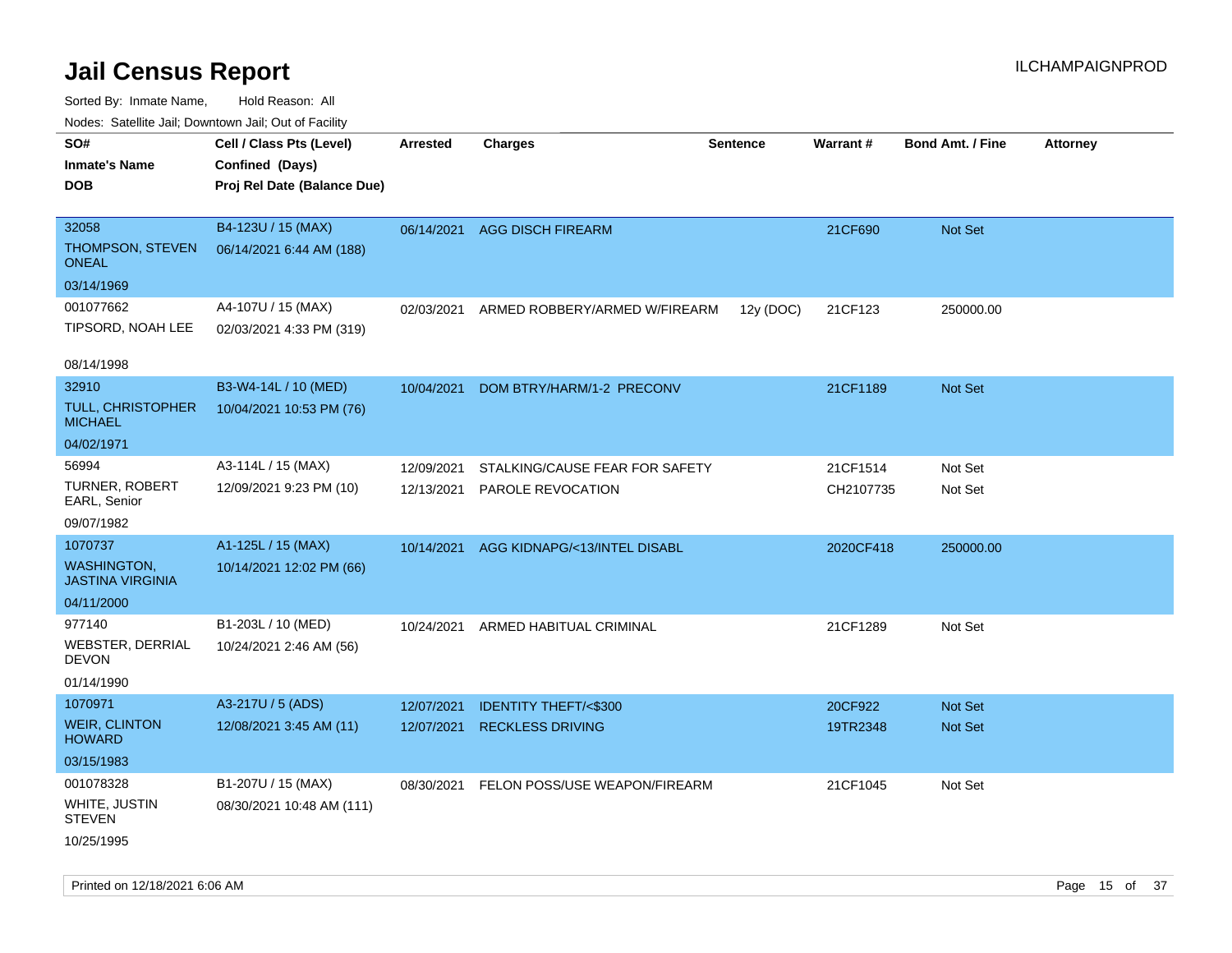# Jail Census Report

Sorted By: Inmate Name, Hold Reason: All

Nodes: Satellite Jail; Downtown Jail; Out of Facility

| SO# / Inmate's Name / DOB | Cell / Class Pts (Level) / Confined (Days) / Proj Rel Date (Balance Due) | Arrested | Charges | Sentence | Warrant # | Bond Amt. / Fine | Attorney |
|---|---|---|---|---|---|---|---|
| 32058<br>THOMPSON, STEVEN ONEAL<br>03/14/1969 | B4-123U / 15 (MAX)<br>06/14/2021 6:44 AM (188) | 06/14/2021 | AGG DISCH FIREARM | | 21CF690 | Not Set | |
| 001077662<br>TIPSORD, NOAH LEE<br>08/14/1998 | A4-107U / 15 (MAX)<br>02/03/2021 4:33 PM (319) | 02/03/2021 | ARMED ROBBERY/ARMED W/FIREARM | 12y (DOC) | 21CF123 | 250000.00 | |
| 32910<br>TULL, CHRISTOPHER MICHAEL<br>04/02/1971 | B3-W4-14L / 10 (MED)<br>10/04/2021 10:53 PM (76) | 10/04/2021 | DOM BTRY/HARM/1-2 PRECONV | | 21CF1189 | Not Set | |
| 56994<br>TURNER, ROBERT EARL, Senior<br>09/07/1982 | A3-114L / 15 (MAX)<br>12/09/2021 9:23 PM (10) | 12/09/2021<br>12/13/2021 | STALKING/CAUSE FEAR FOR SAFETY<br>PAROLE REVOCATION | | 21CF1514<br>CH2107735 | Not Set<br>Not Set | |
| 1070737<br>WASHINGTON, JASTINA VIRGINIA<br>04/11/2000 | A1-125L / 15 (MAX)<br>10/14/2021 12:02 PM (66) | 10/14/2021 | AGG KIDNAPG/<13/INTEL DISABL | | 2020CF418 | 250000.00 | |
| 977140<br>WEBSTER, DERRIAL DEVON<br>01/14/1990 | B1-203L / 10 (MED)<br>10/24/2021 2:46 AM (56) | 10/24/2021 | ARMED HABITUAL CRIMINAL | | 21CF1289 | Not Set | |
| 1070971<br>WEIR, CLINTON HOWARD<br>03/15/1983 | A3-217U / 5 (ADS)<br>12/08/2021 3:45 AM (11) | 12/07/2021<br>12/07/2021 | IDENTITY THEFT/<$300<br>RECKLESS DRIVING | | 20CF922<br>19TR2348 | Not Set<br>Not Set | |
| 001078328<br>WHITE, JUSTIN STEVEN<br>10/25/1995 | B1-207U / 15 (MAX)<br>08/30/2021 10:48 AM (111) | 08/30/2021 | FELON POSS/USE WEAPON/FIREARM | | 21CF1045 | Not Set | |

Printed on 12/18/2021 6:06 AM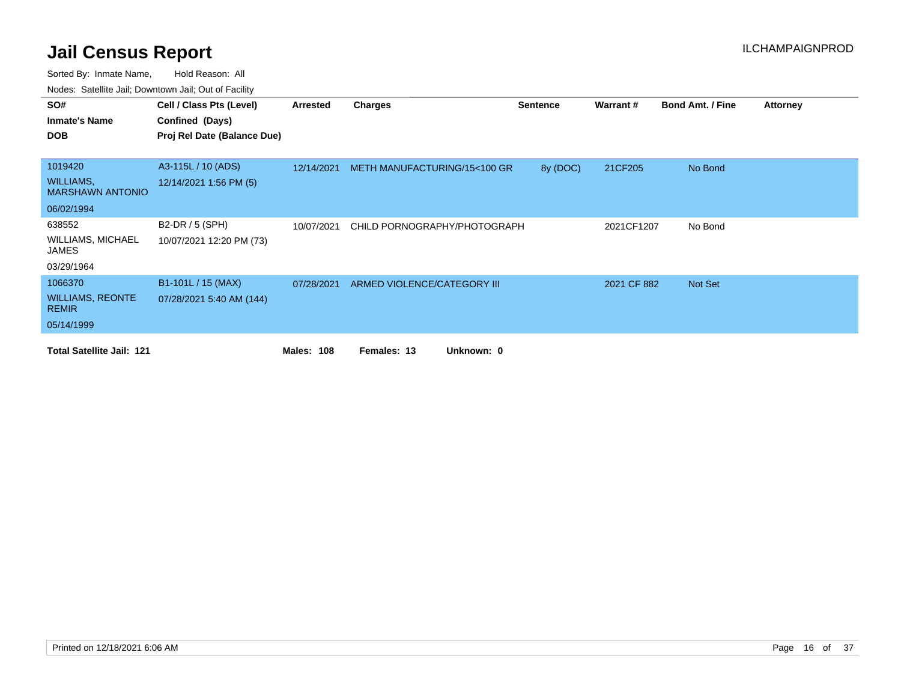# Jail Census Report

ILCHAMPAIGNPROD

Sorted By: Inmate Name, Hold Reason: All

Nodes: Satellite Jail; Downtown Jail; Out of Facility

| SO# / Inmate's Name / DOB | Cell / Class Pts (Level) / Confined (Days) / Proj Rel Date (Balance Due) | Arrested | Charges | Sentence | Warrant # | Bond Amt. / Fine | Attorney |
|---|---|---|---|---|---|---|---|
| 1019420<br>WILLIAMS, MARSHAWN ANTONIO<br>06/02/1994 | A3-115L / 10 (ADS)<br>12/14/2021 1:56 PM (5) | 12/14/2021 | METH MANUFACTURING/15<100 GR | 8y (DOC) | 21CF205 | No Bond | |
| 638552<br>WILLIAMS, MICHAEL JAMES<br>03/29/1964 | B2-DR / 5 (SPH)<br>10/07/2021 12:20 PM (73) | 10/07/2021 | CHILD PORNOGRAPHY/PHOTOGRAPH | | 2021CF1207 | No Bond | |
| 1066370<br>WILLIAMS, REONTE REMIR<br>05/14/1999 | B1-101L / 15 (MAX)<br>07/28/2021 5:40 AM (144) | 07/28/2021 | ARMED VIOLENCE/CATEGORY III | | 2021 CF 882 | Not Set | |

**Total Satellite Jail: 121** **Males: 108** **Females: 13** **Unknown: 0**

Printed on 12/18/2021 6:06 AM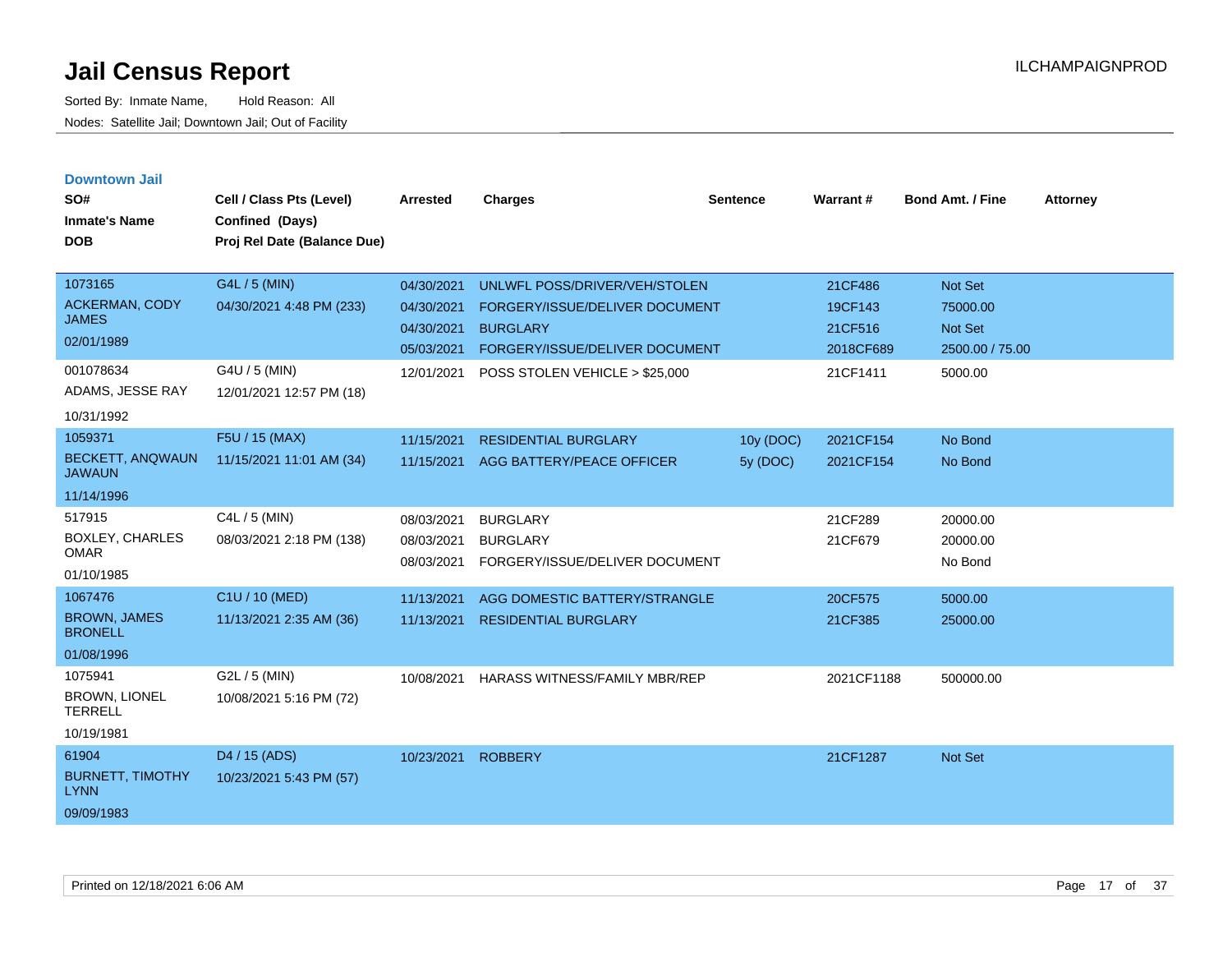# Jail Census Report

Sorted By: Inmate Name, Hold Reason: All

Nodes: Satellite Jail; Downtown Jail; Out of Facility

ILCHAMPAIGNPROD

## Downtown Jail

| SO# / Inmate's Name / DOB | Cell / Class Pts (Level) / Confined (Days) / Proj Rel Date (Balance Due) | Arrested | Charges | Sentence | Warrant # | Bond Amt. / Fine | Attorney |
|---|---|---|---|---|---|---|---|
| 1073165 ACKERMAN, CODY JAMES 02/01/1989 | G4L / 5 (MIN) 04/30/2021 4:48 PM (233) | 04/30/2021 | UNLWFL POSS/DRIVER/VEH/STOLEN | | 21CF486 | Not Set | |
| | | 04/30/2021 | FORGERY/ISSUE/DELIVER DOCUMENT | | 19CF143 | 75000.00 | |
| | | 04/30/2021 | BURGLARY | | 21CF516 | Not Set | |
| | | 05/03/2021 | FORGERY/ISSUE/DELIVER DOCUMENT | | 2018CF689 | 2500.00 / 75.00 | |
| 001078634 ADAMS, JESSE RAY 10/31/1992 | G4U / 5 (MIN) 12/01/2021 12:57 PM (18) | 12/01/2021 | POSS STOLEN VEHICLE > $25,000 | | 21CF1411 | 5000.00 | |
| 1059371 BECKETT, ANQWAUN JAWAUN 11/14/1996 | F5U / 15 (MAX) 11/15/2021 11:01 AM (34) | 11/15/2021 | RESIDENTIAL BURGLARY | 10y (DOC) | 2021CF154 | No Bond | |
| | | 11/15/2021 | AGG BATTERY/PEACE OFFICER | 5y (DOC) | 2021CF154 | No Bond | |
| 517915 BOXLEY, CHARLES OMAR 01/10/1985 | C4L / 5 (MIN) 08/03/2021 2:18 PM (138) | 08/03/2021 | BURGLARY | | 21CF289 | 20000.00 | |
| | | 08/03/2021 | BURGLARY | | 21CF679 | 20000.00 | |
| | | 08/03/2021 | FORGERY/ISSUE/DELIVER DOCUMENT | | | No Bond | |
| 1067476 BROWN, JAMES BRONELL 01/08/1996 | C1U / 10 (MED) 11/13/2021 2:35 AM (36) | 11/13/2021 | AGG DOMESTIC BATTERY/STRANGLE | | 20CF575 | 5000.00 | |
| | | 11/13/2021 | RESIDENTIAL BURGLARY | | 21CF385 | 25000.00 | |
| 1075941 BROWN, LIONEL TERRELL 10/19/1981 | G2L / 5 (MIN) 10/08/2021 5:16 PM (72) | 10/08/2021 | HARASS WITNESS/FAMILY MBR/REP | | 2021CF1188 | 500000.00 | |
| 61904 BURNETT, TIMOTHY LYNN 09/09/1983 | D4 / 15 (ADS) 10/23/2021 5:43 PM (57) | 10/23/2021 | ROBBERY | | 21CF1287 | Not Set | |

Printed on 12/18/2021 6:06 AM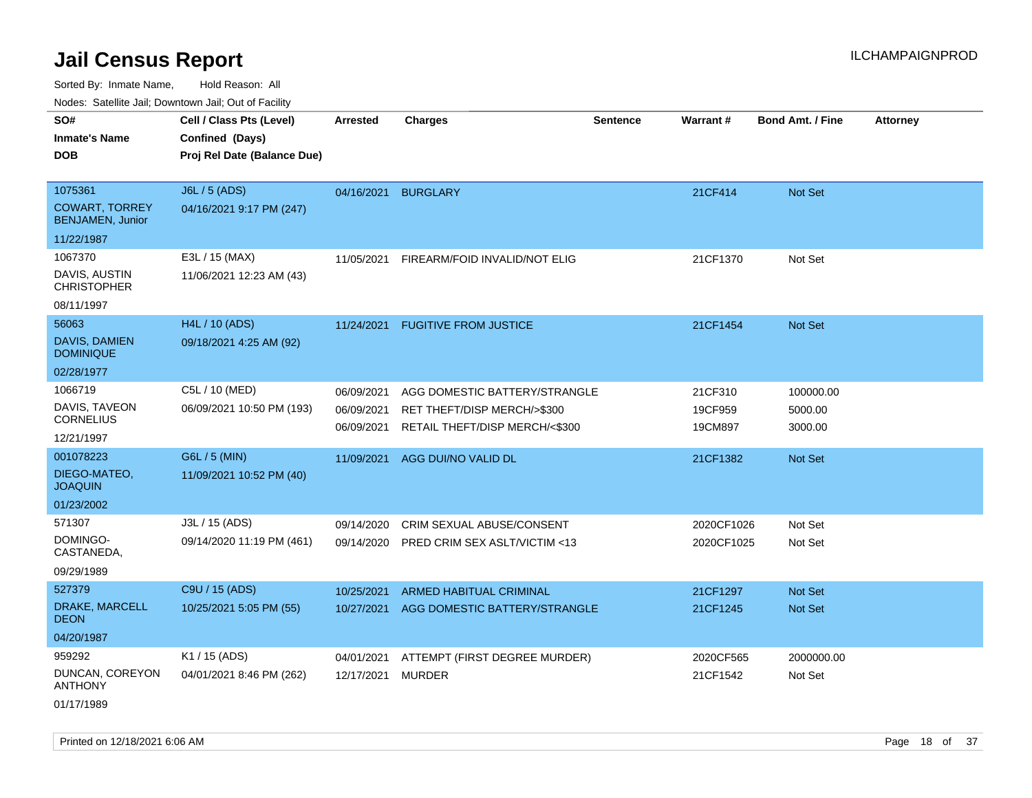# Jail Census Report

ILCHAMPAIGNPROD

Sorted By: Inmate Name, Hold Reason: All

Nodes: Satellite Jail; Downtown Jail; Out of Facility

| SO# / Inmate's Name / DOB | Cell / Class Pts (Level) / Confined (Days) / Proj Rel Date (Balance Due) | Arrested | Charges | Sentence | Warrant # | Bond Amt. / Fine | Attorney |
|---|---|---|---|---|---|---|---|
| 1075361<br>COWART, TORREY BENJAMEN, Junior<br>11/22/1987 | J6L / 5 (ADS)<br>04/16/2021 9:17 PM (247) | 04/16/2021 | BURGLARY | | 21CF414 | Not Set | |
| 1067370<br>DAVIS, AUSTIN CHRISTOPHER<br>08/11/1997 | E3L / 15 (MAX)<br>11/06/2021 12:23 AM (43) | 11/05/2021 | FIREARM/FOID INVALID/NOT ELIG | | 21CF1370 | Not Set | |
| 56063<br>DAVIS, DAMIEN DOMINIQUE<br>02/28/1977 | H4L / 10 (ADS)<br>09/18/2021 4:25 AM (92) | 11/24/2021 | FUGITIVE FROM JUSTICE | | 21CF1454 | Not Set | |
| 1066719<br>DAVIS, TAVEON CORNELIUS<br>12/21/1997 | C5L / 10 (MED)<br>06/09/2021 10:50 PM (193) | 06/09/2021<br>06/09/2021<br>06/09/2021 | AGG DOMESTIC BATTERY/STRANGLE<br>RET THEFT/DISP MERCH/>$300<br>RETAIL THEFT/DISP MERCH/<$300 | | 21CF310<br>19CF959<br>19CM897 | 100000.00<br>5000.00<br>3000.00 | |
| 001078223<br>DIEGO-MATEO, JOAQUIN<br>01/23/2002 | G6L / 5 (MIN)<br>11/09/2021 10:52 PM (40) | 11/09/2021 | AGG DUI/NO VALID DL | | 21CF1382 | Not Set | |
| 571307<br>DOMINGO-CASTANEDA,<br>09/29/1989 | J3L / 15 (ADS)<br>09/14/2020 11:19 PM (461) | 09/14/2020<br>09/14/2020 | CRIM SEXUAL ABUSE/CONSENT<br>PRED CRIM SEX ASLT/VICTIM <13 | | 2020CF1026<br>2020CF1025 | Not Set<br>Not Set | |
| 527379<br>DRAKE, MARCELL DEON<br>04/20/1987 | C9U / 15 (ADS)<br>10/25/2021 5:05 PM (55) | 10/25/2021<br>10/27/2021 | ARMED HABITUAL CRIMINAL<br>AGG DOMESTIC BATTERY/STRANGLE | | 21CF1297<br>21CF1245 | Not Set<br>Not Set | |
| 959292<br>DUNCAN, COREYON ANTHONY<br>01/17/1989 | K1 / 15 (ADS)<br>04/01/2021 8:46 PM (262) | 04/01/2021<br>12/17/2021 | ATTEMPT (FIRST DEGREE MURDER)<br>MURDER | | 2020CF565<br>21CF1542 | 2000000.00<br>Not Set | |

Printed on 12/18/2021 6:06 AM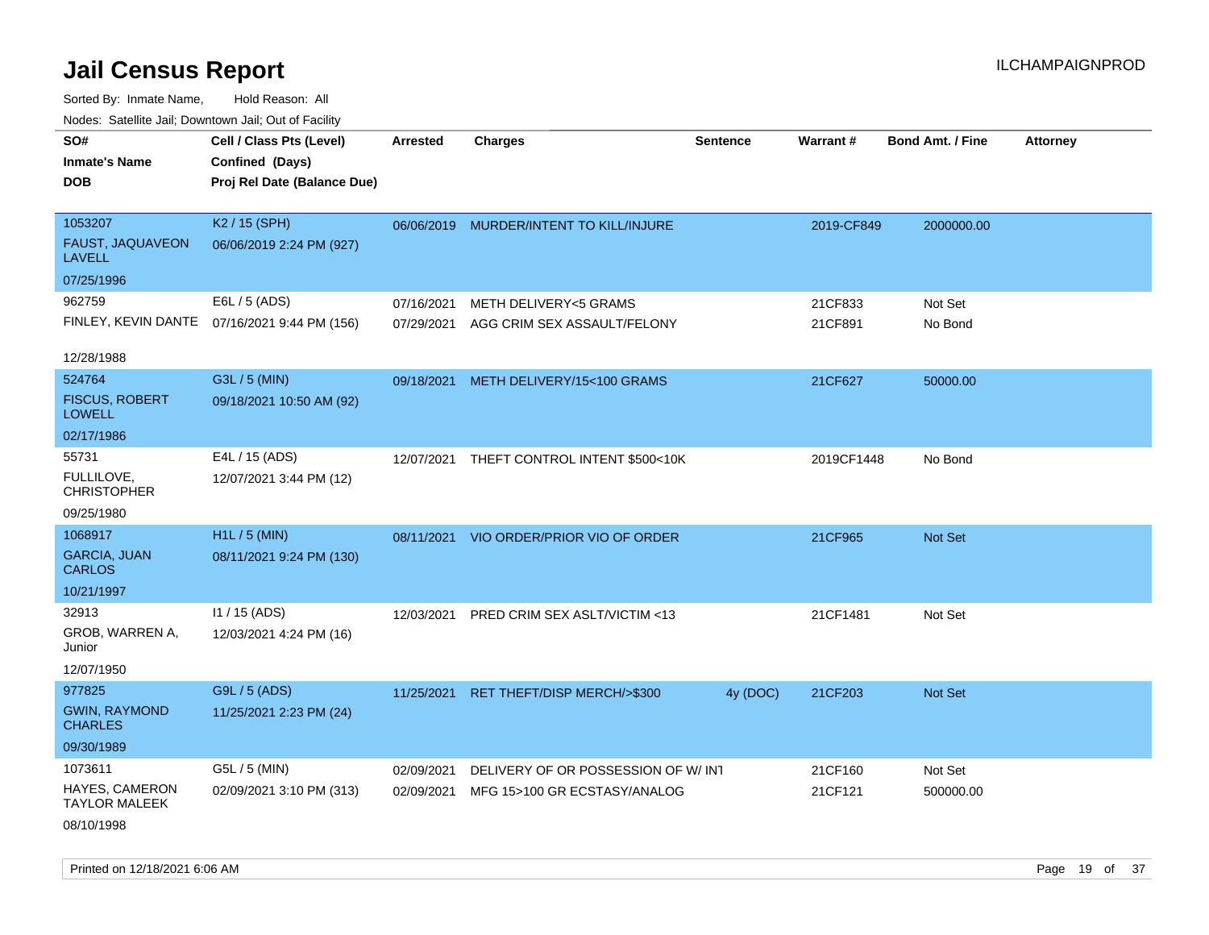# Jail Census Report

Sorted By: Inmate Name, Hold Reason: All

Nodes: Satellite Jail; Downtown Jail; Out of Facility

| SO# / Inmate's Name / DOB | Cell / Class Pts (Level) / Confined (Days) / Proj Rel Date (Balance Due) | Arrested | Charges | Sentence | Warrant # | Bond Amt. / Fine | Attorney |
|---|---|---|---|---|---|---|---|
| 1053207 FAUST, JAQUAVEON LAVELL 07/25/1996 | K2 / 15 (SPH) 06/06/2019 2:24 PM (927) | 06/06/2019 | MURDER/INTENT TO KILL/INJURE | | 2019-CF849 | 2000000.00 | |
| 962759 FINLEY, KEVIN DANTE 12/28/1988 | E6L / 5 (ADS) 07/16/2021 9:44 PM (156) | 07/16/2021 | METH DELIVERY<5 GRAMS | | 21CF833 | Not Set | |
| | | 07/29/2021 | AGG CRIM SEX ASSAULT/FELONY | | 21CF891 | No Bond | |
| 524764 FISCUS, ROBERT LOWELL 02/17/1986 | G3L / 5 (MIN) 09/18/2021 10:50 AM (92) | 09/18/2021 | METH DELIVERY/15<100 GRAMS | | 21CF627 | 50000.00 | |
| 55731 FULLILOVE, CHRISTOPHER 09/25/1980 | E4L / 15 (ADS) 12/07/2021 3:44 PM (12) | 12/07/2021 | THEFT CONTROL INTENT $500<10K | | 2019CF1448 | No Bond | |
| 1068917 GARCIA, JUAN CARLOS 10/21/1997 | H1L / 5 (MIN) 08/11/2021 9:24 PM (130) | 08/11/2021 | VIO ORDER/PRIOR VIO OF ORDER | | 21CF965 | Not Set | |
| 32913 GROB, WARREN A, Junior 12/07/1950 | I1 / 15 (ADS) 12/03/2021 4:24 PM (16) | 12/03/2021 | PRED CRIM SEX ASLT/VICTIM <13 | | 21CF1481 | Not Set | |
| 977825 GWIN, RAYMOND CHARLES 09/30/1989 | G9L / 5 (ADS) 11/25/2021 2:23 PM (24) | 11/25/2021 | RET THEFT/DISP MERCH/>$300 | 4y (DOC) | 21CF203 | Not Set | |
| 1073611 HAYES, CAMERON TAYLOR MALEEK 08/10/1998 | G5L / 5 (MIN) 02/09/2021 3:10 PM (313) | 02/09/2021 | DELIVERY OF OR POSSESSION OF W/ INT | | 21CF160 | Not Set | |
| | | 02/09/2021 | MFG 15>100 GR ECSTASY/ANALOG | | 21CF121 | 500000.00 | |

Printed on 12/18/2021 6:06 AM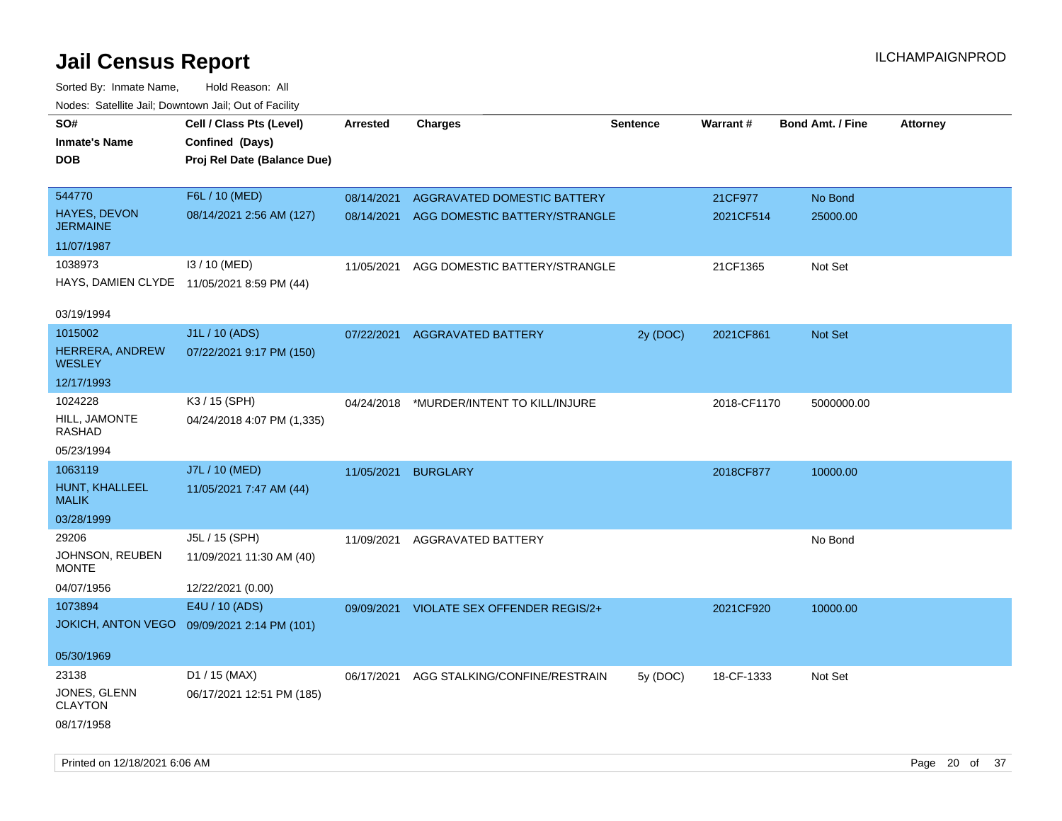# Jail Census Report

Sorted By: Inmate Name, Hold Reason: All

Nodes: Satellite Jail; Downtown Jail; Out of Facility

| SO# / Inmate's Name / DOB | Cell / Class Pts (Level) / Confined (Days) / Proj Rel Date (Balance Due) | Arrested | Charges | Sentence | Warrant # | Bond Amt. / Fine | Attorney |
|---|---|---|---|---|---|---|---|
| 544770<br>HAYES, DEVON JERMAINE<br>11/07/1987 | F6L / 10 (MED)<br>08/14/2021 2:56 AM (127) | 08/14/2021 | AGGRAVATED DOMESTIC BATTERY | | 21CF977 | No Bond | |
| | | 08/14/2021 | AGG DOMESTIC BATTERY/STRANGLE | | 2021CF514 | 25000.00 | |
| 1038973<br>HAYS, DAMIEN CLYDE<br>03/19/1994 | I3 / 10 (MED)<br>11/05/2021 8:59 PM (44) | 11/05/2021 | AGG DOMESTIC BATTERY/STRANGLE | | 21CF1365 | Not Set | |
| 1015002<br>HERRERA, ANDREW WESLEY<br>12/17/1993 | J1L / 10 (ADS)<br>07/22/2021 9:17 PM (150) | 07/22/2021 | AGGRAVATED BATTERY | 2y (DOC) | 2021CF861 | Not Set | |
| 1024228<br>HILL, JAMONTE RASHAD<br>05/23/1994 | K3 / 15 (SPH)<br>04/24/2018 4:07 PM (1,335) | 04/24/2018 | *MURDER/INTENT TO KILL/INJURE | | 2018-CF1170 | 5000000.00 | |
| 1063119<br>HUNT, KHALLEEL MALIK<br>03/28/1999 | J7L / 10 (MED)<br>11/05/2021 7:47 AM (44) | 11/05/2021 | BURGLARY | | 2018CF877 | 10000.00 | |
| 29206<br>JOHNSON, REUBEN MONTE<br>04/07/1956 | J5L / 15 (SPH)<br>11/09/2021 11:30 AM (40)<br>12/22/2021 (0.00) | 11/09/2021 | AGGRAVATED BATTERY | | | No Bond | |
| 1073894<br>JOKICH, ANTON VEGO<br>05/30/1969 | E4U / 10 (ADS)<br>09/09/2021 2:14 PM (101) | 09/09/2021 | VIOLATE SEX OFFENDER REGIS/2+ | | 2021CF920 | 10000.00 | |
| 23138<br>JONES, GLENN CLAYTON<br>08/17/1958 | D1 / 15 (MAX)<br>06/17/2021 12:51 PM (185) | 06/17/2021 | AGG STALKING/CONFINE/RESTRAIN | 5y (DOC) | 18-CF-1333 | Not Set | |

Printed on 12/18/2021 6:06 AM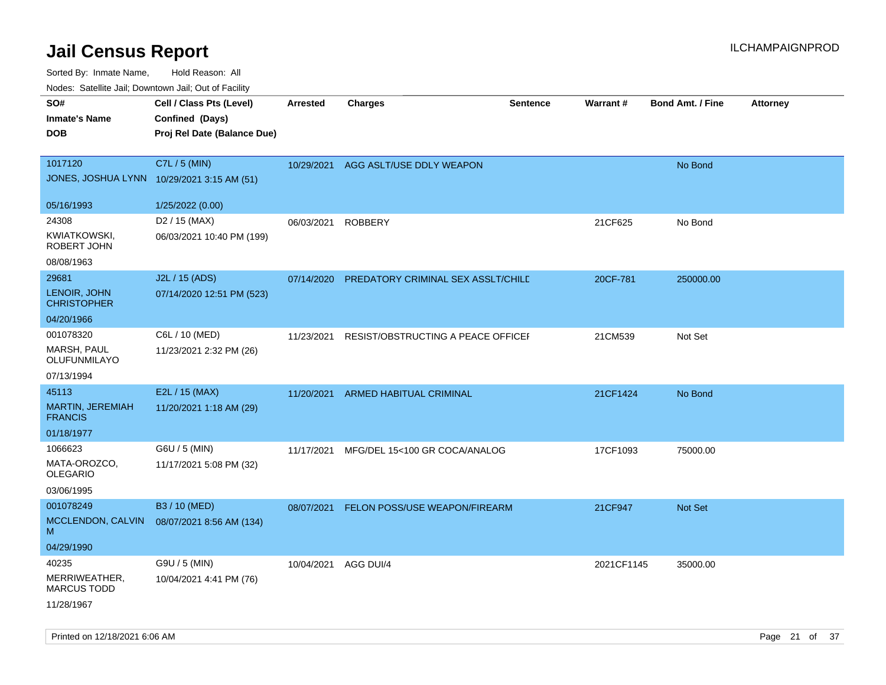# Jail Census Report

ILCHAMPAIGNPROD

Sorted By: Inmate Name, Hold Reason: All

Nodes: Satellite Jail; Downtown Jail; Out of Facility

| SO# / Inmate's Name / DOB | Cell / Class Pts (Level) / Confined (Days) / Proj Rel Date (Balance Due) | Arrested | Charges | Sentence | Warrant # | Bond Amt. / Fine | Attorney |
|---|---|---|---|---|---|---|---|
| 1017120<br>JONES, JOSHUA LYNN<br>05/16/1993 | C7L / 5 (MIN)<br>10/29/2021 3:15 AM (51)<br>1/25/2022 (0.00) | 10/29/2021 | AGG ASLT/USE DDLY WEAPON | | | No Bond | |
| 24308<br>KWIATKOWSKI, ROBERT JOHN<br>08/08/1963 | D2 / 15 (MAX)<br>06/03/2021 10:40 PM (199) | 06/03/2021 | ROBBERY | | 21CF625 | No Bond | |
| 29681<br>LENOIR, JOHN CHRISTOPHER<br>04/20/1966 | J2L / 15 (ADS)<br>07/14/2020 12:51 PM (523) | 07/14/2020 | PREDATORY CRIMINAL SEX ASSLT/CHILD | | 20CF-781 | 250000.00 | |
| 001078320<br>MARSH, PAUL OLUFUNMILAYO<br>07/13/1994 | C6L / 10 (MED)<br>11/23/2021 2:32 PM (26) | 11/23/2021 | RESIST/OBSTRUCTING A PEACE OFFICER | | 21CM539 | Not Set | |
| 45113<br>MARTIN, JEREMIAH FRANCIS<br>01/18/1977 | E2L / 15 (MAX)<br>11/20/2021 1:18 AM (29) | 11/20/2021 | ARMED HABITUAL CRIMINAL | | 21CF1424 | No Bond | |
| 1066623<br>MATA-OROZCO, OLEGARIO<br>03/06/1995 | G6U / 5 (MIN)<br>11/17/2021 5:08 PM (32) | 11/17/2021 | MFG/DEL 15<100 GR COCA/ANALOG | | 17CF1093 | 75000.00 | |
| 001078249<br>MCCLENDON, CALVIN M<br>04/29/1990 | B3 / 10 (MED)<br>08/07/2021 8:56 AM (134) | 08/07/2021 | FELON POSS/USE WEAPON/FIREARM | | 21CF947 | Not Set | |
| 40235<br>MERRIWEATHER, MARCUS TODD<br>11/28/1967 | G9U / 5 (MIN)<br>10/04/2021 4:41 PM (76) | 10/04/2021 | AGG DUI/4 | | 2021CF1145 | 35000.00 | |

Printed on 12/18/2021 6:06 AM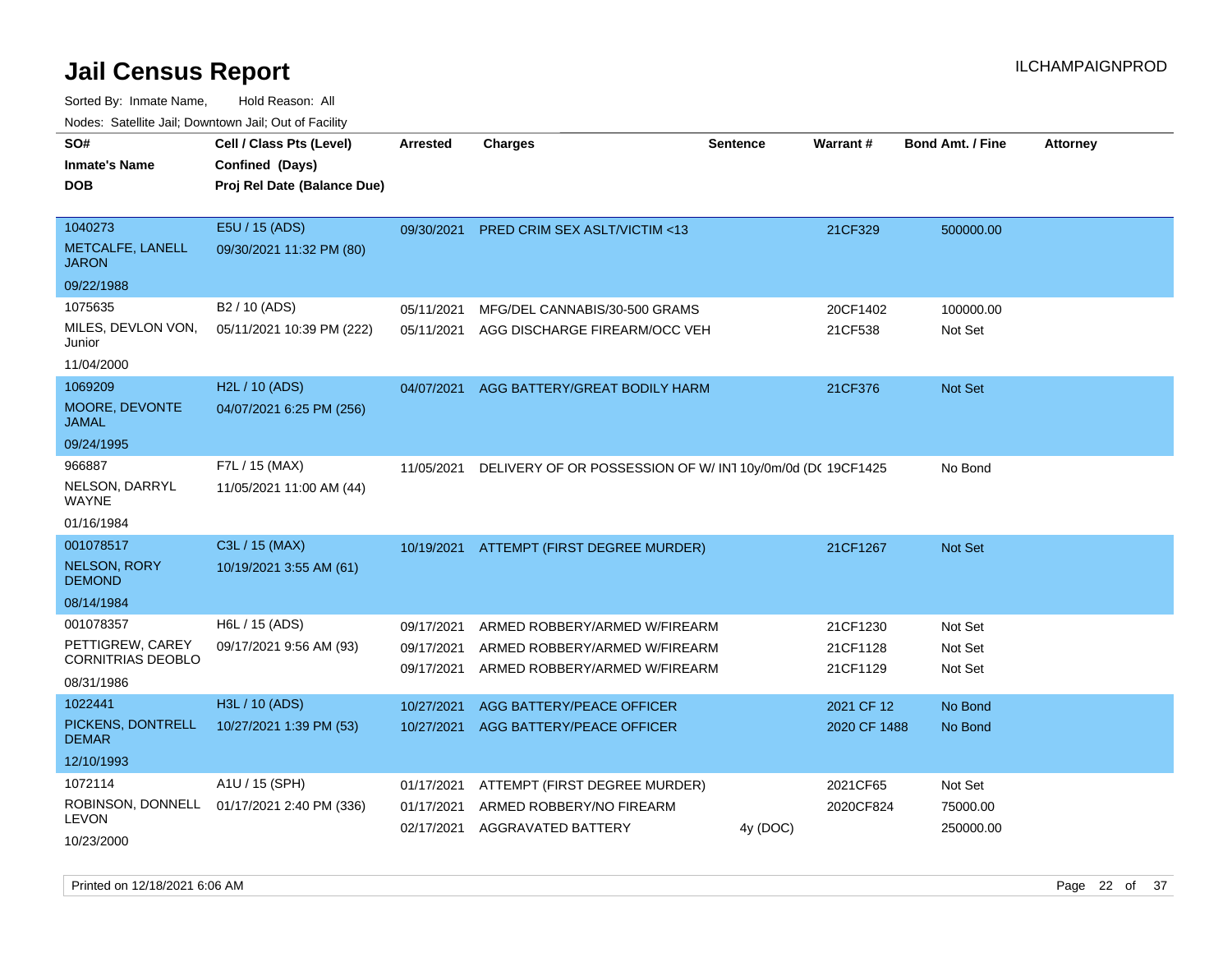# Jail Census Report

ILCHAMPAIGNPROD

Sorted By: Inmate Name, Hold Reason: All

Nodes: Satellite Jail; Downtown Jail; Out of Facility

| SO# / Inmate's Name / DOB | Cell / Class Pts (Level) / Confined (Days) / Proj Rel Date (Balance Due) | Arrested | Charges | Sentence | Warrant # | Bond Amt. / Fine | Attorney |
|---|---|---|---|---|---|---|---|
| 1040273<br>METCALFE, LANELL JARON<br>09/22/1988 | E5U / 15 (ADS)<br>09/30/2021 11:32 PM (80) | 09/30/2021 | PRED CRIM SEX ASLT/VICTIM <13 | | 21CF329 | 500000.00 | |
| 1075635<br>MILES, DEVLON VON, Junior<br>11/04/2000 | B2 / 10 (ADS)<br>05/11/2021 10:39 PM (222) | 05/11/2021 | MFG/DEL CANNABIS/30-500 GRAMS | | 20CF1402 | 100000.00 | |
| | | 05/11/2021 | AGG DISCHARGE FIREARM/OCC VEH | | 21CF538 | Not Set | |
| 1069209<br>MOORE, DEVONTE JAMAL<br>09/24/1995 | H2L / 10 (ADS)<br>04/07/2021 6:25 PM (256) | 04/07/2021 | AGG BATTERY/GREAT BODILY HARM | | 21CF376 | Not Set | |
| 966887<br>NELSON, DARRYL WAYNE<br>01/16/1984 | F7L / 15 (MAX)<br>11/05/2021 11:00 AM (44) | 11/05/2021 | DELIVERY OF OR POSSESSION OF W/ INT | 10y/0m/0d (DC | 19CF1425 | No Bond | |
| 001078517<br>NELSON, RORY DEMOND<br>08/14/1984 | C3L / 15 (MAX)<br>10/19/2021 3:55 AM (61) | 10/19/2021 | ATTEMPT (FIRST DEGREE MURDER) | | 21CF1267 | Not Set | |
| 001078357<br>PETTIGREW, CAREY CORNITRIAS DEOBLO<br>08/31/1986 | H6L / 15 (ADS)<br>09/17/2021 9:56 AM (93) | 09/17/2021 | ARMED ROBBERY/ARMED W/FIREARM | | 21CF1230 | Not Set | |
| | | 09/17/2021 | ARMED ROBBERY/ARMED W/FIREARM | | 21CF1128 | Not Set | |
| | | 09/17/2021 | ARMED ROBBERY/ARMED W/FIREARM | | 21CF1129 | Not Set | |
| 1022441<br>PICKENS, DONTRELL DEMAR<br>12/10/1993 | H3L / 10 (ADS)<br>10/27/2021 1:39 PM (53) | 10/27/2021 | AGG BATTERY/PEACE OFFICER | | 2021 CF 12 | No Bond | |
| | | 10/27/2021 | AGG BATTERY/PEACE OFFICER | | 2020 CF 1488 | No Bond | |
| 1072114<br>ROBINSON, DONNELL LEVON<br>10/23/2000 | A1U / 15 (SPH)<br>01/17/2021 2:40 PM (336) | 01/17/2021 | ATTEMPT (FIRST DEGREE MURDER) | | 2021CF65 | Not Set | |
| | | 01/17/2021 | ARMED ROBBERY/NO FIREARM | | 2020CF824 | 75000.00 | |
| | | 02/17/2021 | AGGRAVATED BATTERY | 4y (DOC) | | 250000.00 | |

Printed on 12/18/2021 6:06 AM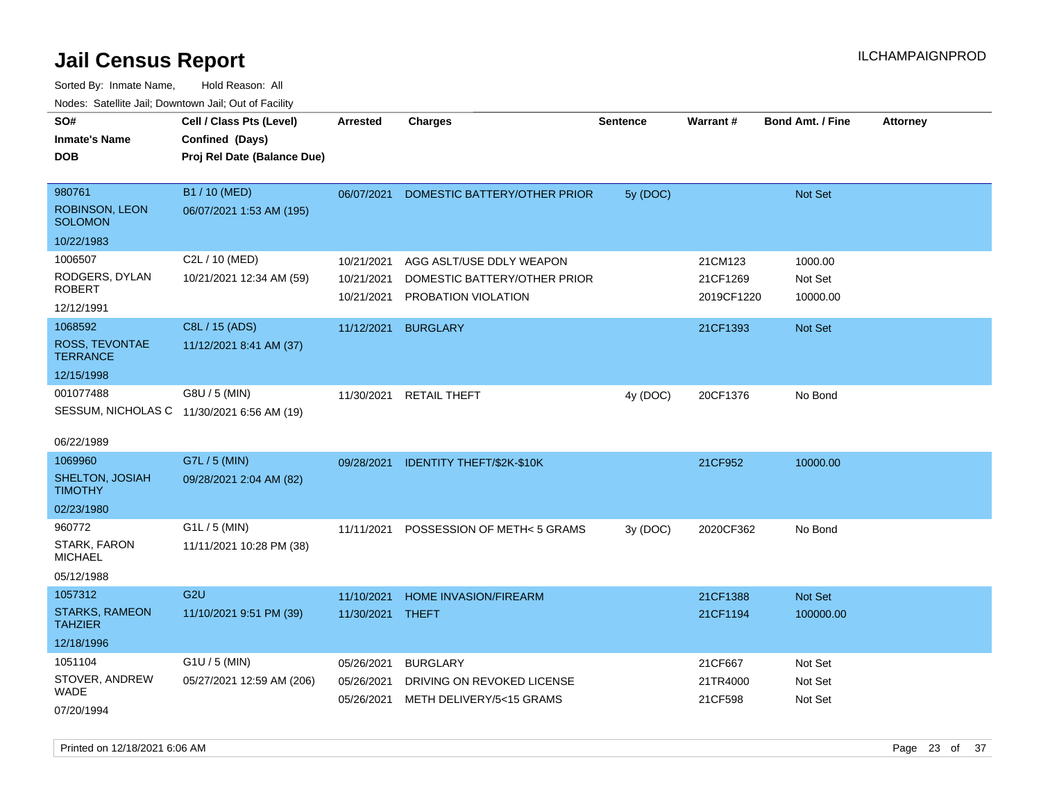# Jail Census Report

Sorted By: Inmate Name, Hold Reason: All

Nodes: Satellite Jail; Downtown Jail; Out of Facility

| SO# / Inmate's Name / DOB | Cell / Class Pts (Level) / Confined (Days) / Proj Rel Date (Balance Due) | Arrested | Charges | Sentence | Warrant # | Bond Amt. / Fine | Attorney |
|---|---|---|---|---|---|---|---|
| 980761<br>ROBINSON, LEON SOLOMON<br>10/22/1983 | B1 / 10 (MED)<br>06/07/2021 1:53 AM (195) | 06/07/2021 | DOMESTIC BATTERY/OTHER PRIOR | 5y (DOC) | | Not Set | |
| 1006507<br>RODGERS, DYLAN ROBERT<br>12/12/1991 | C2L / 10 (MED)<br>10/21/2021 12:34 AM (59) | 10/21/2021 | AGG ASLT/USE DDLY WEAPON | | 21CM123 | 1000.00 | |
| | | 10/21/2021 | DOMESTIC BATTERY/OTHER PRIOR | | 21CF1269 | Not Set | |
| | | 10/21/2021 | PROBATION VIOLATION | | 2019CF1220 | 10000.00 | |
| 1068592<br>ROSS, TEVONTAE TERRANCE<br>12/15/1998 | C8L / 15 (ADS)<br>11/12/2021 8:41 AM (37) | 11/12/2021 | BURGLARY | | 21CF1393 | Not Set | |
| 001077488<br>SESSUM, NICHOLAS C<br>06/22/1989 | G8U / 5 (MIN)<br>11/30/2021 6:56 AM (19) | 11/30/2021 | RETAIL THEFT | 4y (DOC) | 20CF1376 | No Bond | |
| 1069960<br>SHELTON, JOSIAH TIMOTHY<br>02/23/1980 | G7L / 5 (MIN)<br>09/28/2021 2:04 AM (82) | 09/28/2021 | IDENTITY THEFT/$2K-$10K | | 21CF952 | 10000.00 | |
| 960772<br>STARK, FARON MICHAEL<br>05/12/1988 | G1L / 5 (MIN)<br>11/11/2021 10:28 PM (38) | 11/11/2021 | POSSESSION OF METH< 5 GRAMS | 3y (DOC) | 2020CF362 | No Bond | |
| 1057312<br>STARKS, RAMEON TAHZIER<br>12/18/1996 | G2U<br>11/10/2021 9:51 PM (39) | 11/10/2021 | HOME INVASION/FIREARM | | 21CF1388 | Not Set | |
| | | 11/30/2021 | THEFT | | 21CF1194 | 100000.00 | |
| 1051104<br>STOVER, ANDREW WADE<br>07/20/1994 | G1U / 5 (MIN)<br>05/27/2021 12:59 AM (206) | 05/26/2021 | BURGLARY | | 21CF667 | Not Set | |
| | | 05/26/2021 | DRIVING ON REVOKED LICENSE | | 21TR4000 | Not Set | |
| | | 05/26/2021 | METH DELIVERY/5<15 GRAMS | | 21CF598 | Not Set | |

Printed on 12/18/2021 6:06 AM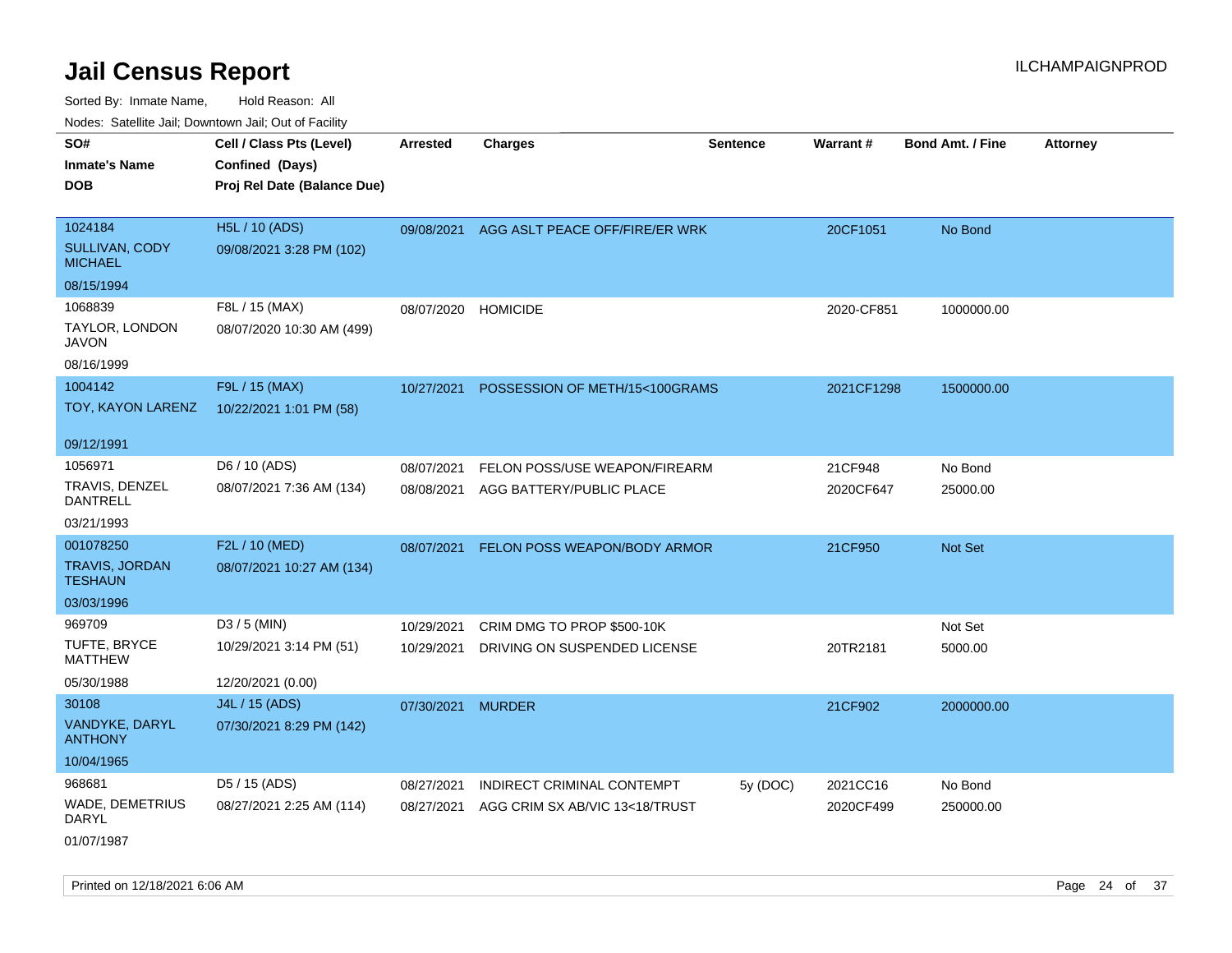# Jail Census Report

ILCHAMPAIGNPROD

Sorted By: Inmate Name, Hold Reason: All

Nodes: Satellite Jail; Downtown Jail; Out of Facility

| SO# / Inmate's Name / DOB | Cell / Class Pts (Level) / Confined (Days) / Proj Rel Date (Balance Due) | Arrested | Charges | Sentence | Warrant # | Bond Amt. / Fine | Attorney |
|---|---|---|---|---|---|---|---|
| 1024184<br>SULLIVAN, CODY MICHAEL<br>08/15/1994 | H5L / 10 (ADS)<br>09/08/2021 3:28 PM (102) | 09/08/2021 | AGG ASLT PEACE OFF/FIRE/ER WRK | | 20CF1051 | No Bond | |
| 1068839<br>TAYLOR, LONDON JAVON<br>08/16/1999 | F8L / 15 (MAX)<br>08/07/2020 10:30 AM (499) | 08/07/2020 | HOMICIDE | | 2020-CF851 | 1000000.00 | |
| 1004142<br>TOY, KAYON LARENZ<br>09/12/1991 | F9L / 15 (MAX)<br>10/22/2021 1:01 PM (58) | 10/27/2021 | POSSESSION OF METH/15<100GRAMS | | 2021CF1298 | 1500000.00 | |
| 1056971<br>TRAVIS, DENZEL DANTRELL<br>03/21/1993 | D6 / 10 (ADS)<br>08/07/2021 7:36 AM (134) | 08/07/2021<br>08/08/2021 | FELON POSS/USE WEAPON/FIREARM<br>AGG BATTERY/PUBLIC PLACE | | 21CF948<br>2020CF647 | No Bond<br>25000.00 | |
| 001078250<br>TRAVIS, JORDAN TESHAUN<br>03/03/1996 | F2L / 10 (MED)<br>08/07/2021 10:27 AM (134) | 08/07/2021 | FELON POSS WEAPON/BODY ARMOR | | 21CF950 | Not Set | |
| 969709<br>TUFTE, BRYCE MATTHEW<br>05/30/1988 | D3 / 5 (MIN)<br>10/29/2021 3:14 PM (51)<br>12/20/2021 (0.00) | 10/29/2021<br>10/29/2021 | CRIM DMG TO PROP $500-10K<br>DRIVING ON SUSPENDED LICENSE | | <br>20TR2181 | Not Set<br>5000.00 | |
| 30108<br>VANDYKE, DARYL ANTHONY<br>10/04/1965 | J4L / 15 (ADS)<br>07/30/2021 8:29 PM (142) | 07/30/2021 | MURDER | | 21CF902 | 2000000.00 | |
| 968681<br>WADE, DEMETRIUS DARYL<br>01/07/1987 | D5 / 15 (ADS)<br>08/27/2021 2:25 AM (114) | 08/27/2021<br>08/27/2021 | INDIRECT CRIMINAL CONTEMPT<br>AGG CRIM SX AB/VIC 13<18/TRUST | 5y (DOC) | 2021CC16<br>2020CF499 | No Bond<br>250000.00 | |

Printed on 12/18/2021 6:06 AM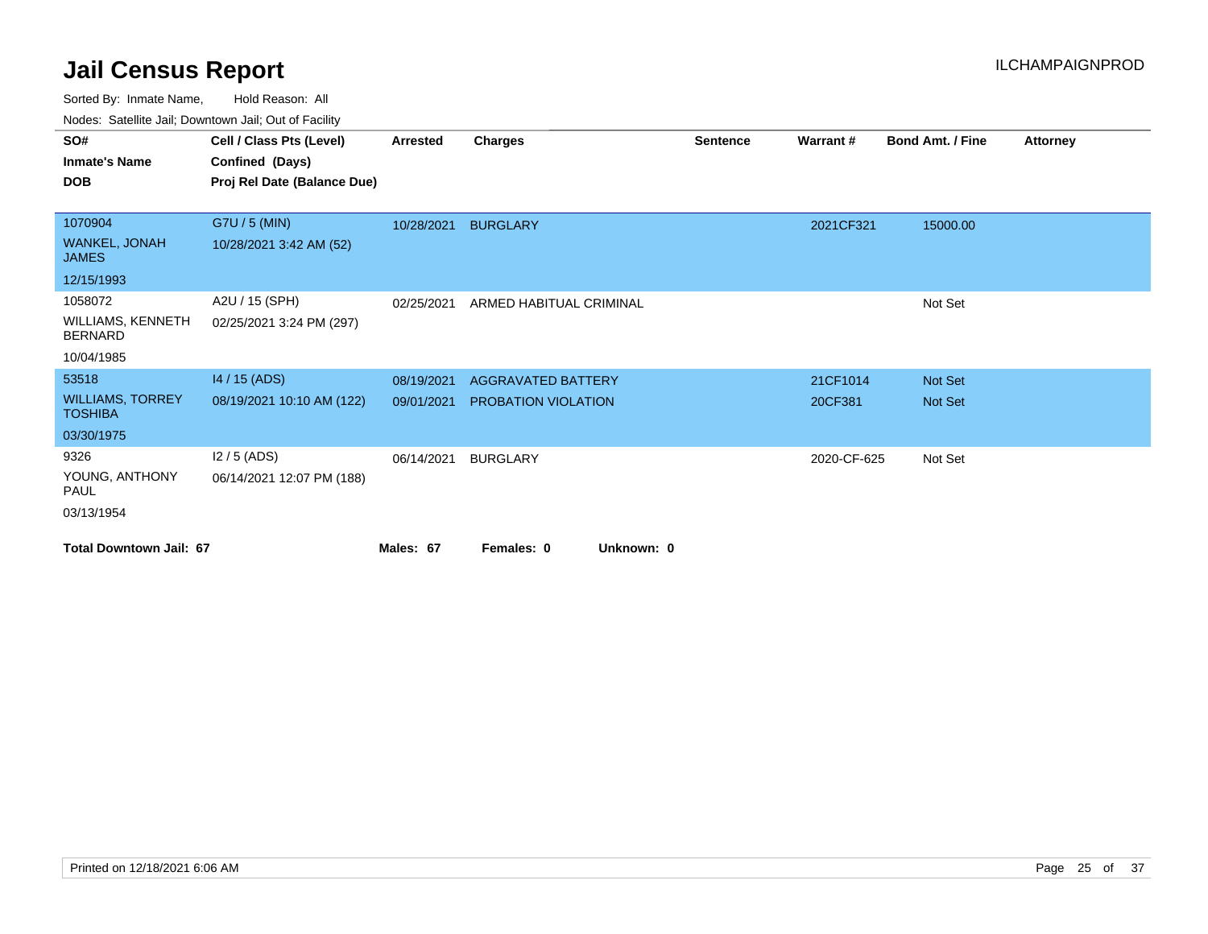# Jail Census Report

ILCHAMPAIGNPROD

Sorted By: Inmate Name, Hold Reason: All

Nodes: Satellite Jail; Downtown Jail; Out of Facility

| SO# / Inmate's Name / DOB | Cell / Class Pts (Level) / Confined (Days) / Proj Rel Date (Balance Due) | Arrested | Charges | Sentence | Warrant # | Bond Amt. / Fine | Attorney |
|---|---|---|---|---|---|---|---|
| 1070904<br>WANKEL, JONAH JAMES<br>12/15/1993 | G7U / 5 (MIN)<br>10/28/2021 3:42 AM (52) | 10/28/2021 | BURGLARY | | 2021CF321 | 15000.00 | |
| 1058072<br>WILLIAMS, KENNETH BERNARD<br>10/04/1985 | A2U / 15 (SPH)<br>02/25/2021 3:24 PM (297) | 02/25/2021 | ARMED HABITUAL CRIMINAL | | | Not Set | |
| 53518<br>WILLIAMS, TORREY TOSHIBA<br>03/30/1975 | I4 / 15 (ADS)<br>08/19/2021 10:10 AM (122) | 08/19/2021 | AGGRAVATED BATTERY | | 21CF1014 | Not Set | |
| | | 09/01/2021 | PROBATION VIOLATION | | 20CF381 | Not Set | |
| 9326<br>YOUNG, ANTHONY PAUL<br>03/13/1954 | I2 / 5 (ADS)<br>06/14/2021 12:07 PM (188) | 06/14/2021 | BURGLARY | | 2020-CF-625 | Not Set | |

**Total Downtown Jail: 67** **Males: 67** **Females: 0** **Unknown: 0**

Printed on 12/18/2021 6:06 AM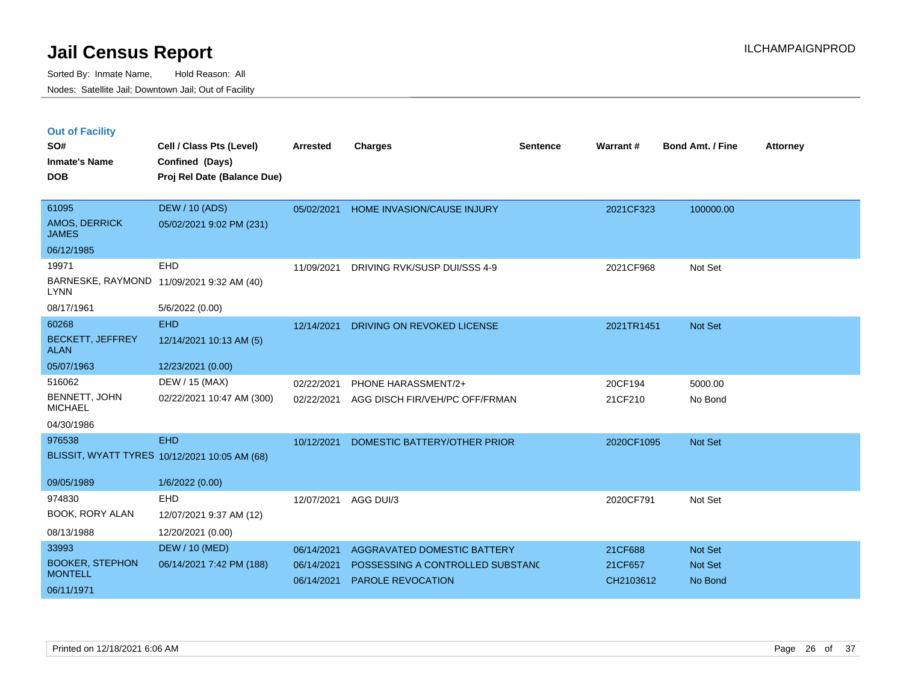# Jail Census Report

Sorted By: Inmate Name, Hold Reason: All

Nodes: Satellite Jail; Downtown Jail; Out of Facility

ILCHAMPAIGNPROD

### Out of Facility

| SO# / Inmate's Name / DOB | Cell / Class Pts (Level) / Confined (Days) / Proj Rel Date (Balance Due) | Arrested | Charges | Sentence | Warrant # | Bond Amt. / Fine | Attorney |
|---|---|---|---|---|---|---|---|
| 61095<br>AMOS, DERRICK JAMES<br>06/12/1985 | DEW / 10 (ADS)<br>05/02/2021 9:02 PM (231) | 05/02/2021 | HOME INVASION/CAUSE INJURY | | 2021CF323 | 100000.00 | |
| 19971<br>BARNESKE, RAYMOND LYNN<br>08/17/1961 | EHD<br>11/09/2021 9:32 AM (40)<br>5/6/2022 (0.00) | 11/09/2021 | DRIVING RVK/SUSP DUI/SSS 4-9 | | 2021CF968 | Not Set | |
| 60268<br>BECKETT, JEFFREY ALAN<br>05/07/1963 | EHD<br>12/14/2021 10:13 AM (5)<br>12/23/2021 (0.00) | 12/14/2021 | DRIVING ON REVOKED LICENSE | | 2021TR1451 | Not Set | |
| 516062<br>BENNETT, JOHN MICHAEL<br>04/30/1986 | DEW / 15 (MAX)<br>02/22/2021 10:47 AM (300) | 02/22/2021<br>02/22/2021 | PHONE HARASSMENT/2+<br>AGG DISCH FIR/VEH/PC OFF/FRMAN | | 20CF194<br>21CF210 | 5000.00<br>No Bond | |
| 976538<br>BLISSIT, WYATT TYRES<br>09/05/1989 | EHD<br>10/12/2021 10:05 AM (68)<br>1/6/2022 (0.00) | 10/12/2021 | DOMESTIC BATTERY/OTHER PRIOR | | 2020CF1095 | Not Set | |
| 974830<br>BOOK, RORY ALAN<br>08/13/1988 | EHD<br>12/07/2021 9:37 AM (12)<br>12/20/2021 (0.00) | 12/07/2021 | AGG DUI/3 | | 2020CF791 | Not Set | |
| 33993<br>BOOKER, STEPHON MONTELL<br>06/11/1971 | DEW / 10 (MED)<br>06/14/2021 7:42 PM (188) | 06/14/2021<br>06/14/2021<br>06/14/2021 | AGGRAVATED DOMESTIC BATTERY<br>POSSESSING A CONTROLLED SUBSTANC<br>PAROLE REVOCATION | | 21CF688<br>21CF657<br>CH2103612 | Not Set<br>Not Set<br>No Bond | |

Printed on 12/18/2021 6:06 AM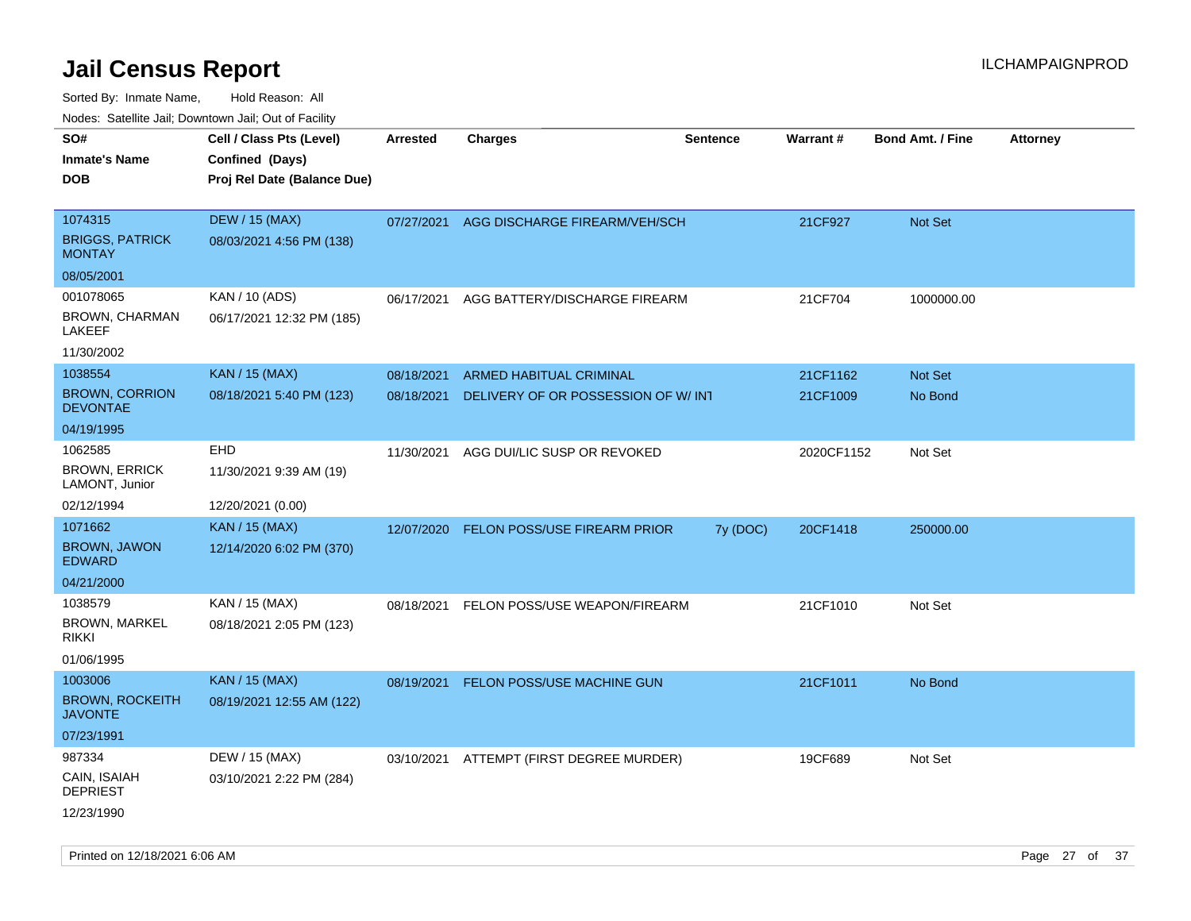# Jail Census Report

Sorted By: Inmate Name, Hold Reason: All

Nodes: Satellite Jail; Downtown Jail; Out of Facility

| SO# / Inmate's Name / DOB | Cell / Class Pts (Level) / Confined (Days) / Proj Rel Date (Balance Due) | Arrested | Charges | Sentence | Warrant # | Bond Amt. / Fine | Attorney |
|---|---|---|---|---|---|---|---|
| 1074315<br>BRIGGS, PATRICK MONTAY<br>08/05/2001 | DEW / 15 (MAX)<br>08/03/2021 4:56 PM (138) | 07/27/2021 | AGG DISCHARGE FIREARM/VEH/SCH | | 21CF927 | Not Set | |
| 001078065<br>BROWN, CHARMAN LAKEEF<br>11/30/2002 | KAN / 10 (ADS)<br>06/17/2021 12:32 PM (185) | 06/17/2021 | AGG BATTERY/DISCHARGE FIREARM | | 21CF704 | 1000000.00 | |
| 1038554<br>BROWN, CORRION DEVONTAE<br>04/19/1995 | KAN / 15 (MAX)<br>08/18/2021 5:40 PM (123) | 08/18/2021 | ARMED HABITUAL CRIMINAL | | 21CF1162 | Not Set | |
| | | 08/18/2021 | DELIVERY OF OR POSSESSION OF W/ INT | | 21CF1009 | No Bond | |
| 1062585<br>BROWN, ERRICK LAMONT, Junior<br>02/12/1994 | EHD<br>11/30/2021 9:39 AM (19)<br>12/20/2021 (0.00) | 11/30/2021 | AGG DUI/LIC SUSP OR REVOKED | | 2020CF1152 | Not Set | |
| 1071662<br>BROWN, JAWON EDWARD<br>04/21/2000 | KAN / 15 (MAX)<br>12/14/2020 6:02 PM (370) | 12/07/2020 | FELON POSS/USE FIREARM PRIOR | 7y (DOC) | 20CF1418 | 250000.00 | |
| 1038579<br>BROWN, MARKEL RIKKI<br>01/06/1995 | KAN / 15 (MAX)<br>08/18/2021 2:05 PM (123) | 08/18/2021 | FELON POSS/USE WEAPON/FIREARM | | 21CF1010 | Not Set | |
| 1003006<br>BROWN, ROCKEITH JAVONTE<br>07/23/1991 | KAN / 15 (MAX)<br>08/19/2021 12:55 AM (122) | 08/19/2021 | FELON POSS/USE MACHINE GUN | | 21CF1011 | No Bond | |
| 987334<br>CAIN, ISAIAH DEPRIEST<br>12/23/1990 | DEW / 15 (MAX)<br>03/10/2021 2:22 PM (284) | 03/10/2021 | ATTEMPT (FIRST DEGREE MURDER) | | 19CF689 | Not Set | |

Printed on 12/18/2021 6:06 AM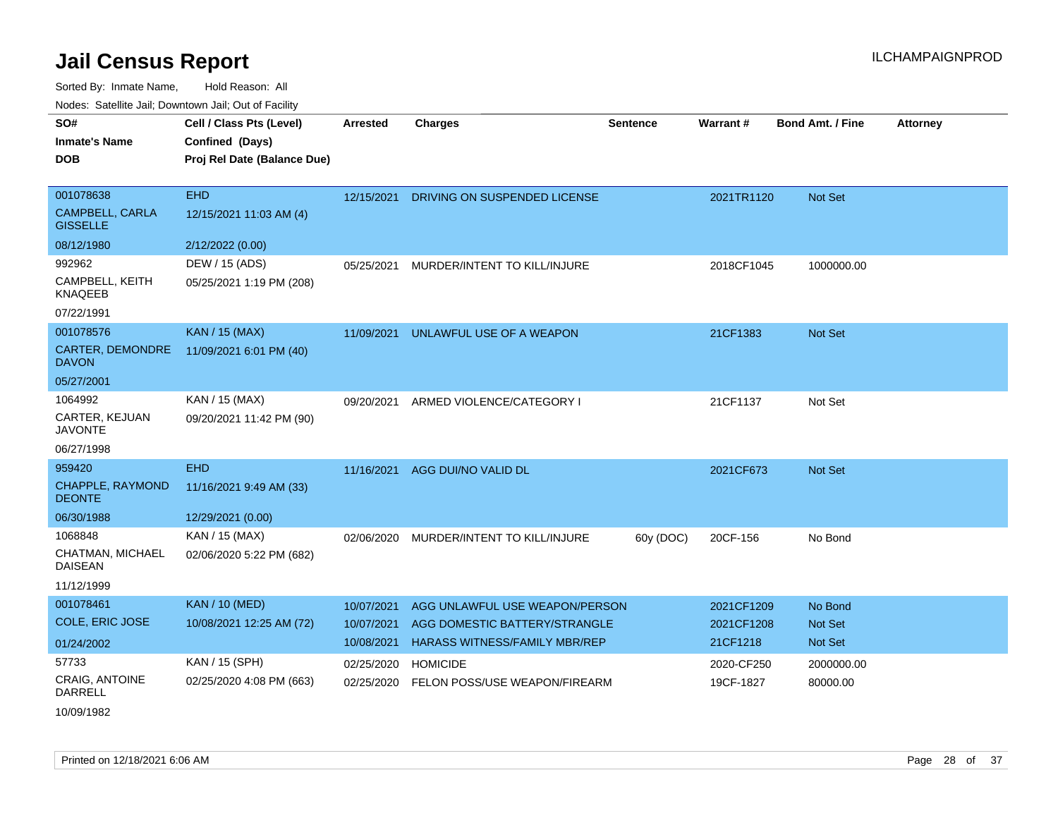# Jail Census Report

ILCHAMPAIGNPROD

Sorted By: Inmate Name, Hold Reason: All

Nodes: Satellite Jail; Downtown Jail; Out of Facility

| SO# / Inmate's Name / DOB | Cell / Class Pts (Level) / Confined (Days) / Proj Rel Date (Balance Due) | Arrested | Charges | Sentence | Warrant # | Bond Amt. / Fine | Attorney |
|---|---|---|---|---|---|---|---|
| 001078638<br>CAMPBELL, CARLA GISSELLE<br>08/12/1980 | EHD<br>12/15/2021 11:03 AM (4)<br>2/12/2022 (0.00) | 12/15/2021 | DRIVING ON SUSPENDED LICENSE | | 2021TR1120 | Not Set | |
| 992962<br>CAMPBELL, KEITH KNAQEEB<br>07/22/1991 | DEW / 15 (ADS)<br>05/25/2021 1:19 PM (208) | 05/25/2021 | MURDER/INTENT TO KILL/INJURE | | 2018CF1045 | 1000000.00 | |
| 001078576<br>CARTER, DEMONDRE DAVON<br>05/27/2001 | KAN / 15 (MAX)<br>11/09/2021 6:01 PM (40) | 11/09/2021 | UNLAWFUL USE OF A WEAPON | | 21CF1383 | Not Set | |
| 1064992<br>CARTER, KEJUAN JAVONTE<br>06/27/1998 | KAN / 15 (MAX)<br>09/20/2021 11:42 PM (90) | 09/20/2021 | ARMED VIOLENCE/CATEGORY I | | 21CF1137 | Not Set | |
| 959420<br>CHAPPLE, RAYMOND DEONTE<br>06/30/1988 | EHD<br>11/16/2021 9:49 AM (33)<br>12/29/2021 (0.00) | 11/16/2021 | AGG DUI/NO VALID DL | | 2021CF673 | Not Set | |
| 1068848<br>CHATMAN, MICHAEL DAISEAN<br>11/12/1999 | KAN / 15 (MAX)<br>02/06/2020 5:22 PM (682) | 02/06/2020 | MURDER/INTENT TO KILL/INJURE | 60y (DOC) | 20CF-156 | No Bond | |
| 001078461<br>COLE, ERIC JOSE<br>01/24/2002 | KAN / 10 (MED)<br>10/08/2021 12:25 AM (72) | 10/07/2021<br>10/07/2021<br>10/08/2021 | AGG UNLAWFUL USE WEAPON/PERSON<br>AGG DOMESTIC BATTERY/STRANGLE<br>HARASS WITNESS/FAMILY MBR/REP | | 2021CF1209<br>2021CF1208<br>21CF1218 | No Bond<br>Not Set<br>Not Set | |
| 57733<br>CRAIG, ANTOINE DARRELL<br>10/09/1982 | KAN / 15 (SPH)<br>02/25/2020 4:08 PM (663) | 02/25/2020<br>02/25/2020 | HOMICIDE<br>FELON POSS/USE WEAPON/FIREARM | | 2020-CF250<br>19CF-1827 | 2000000.00<br>80000.00 | |

Printed on 12/18/2021 6:06 AM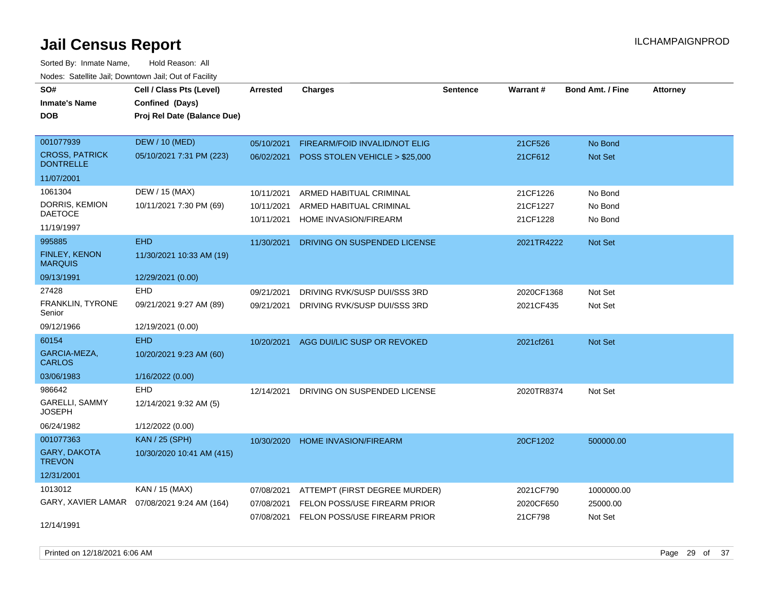# Jail Census Report

Sorted By: Inmate Name, Hold Reason: All

Nodes: Satellite Jail; Downtown Jail; Out of Facility

| SO# / Inmate's Name / DOB | Cell / Class Pts (Level) / Confined (Days) / Proj Rel Date (Balance Due) | Arrested | Charges | Sentence | Warrant # | Bond Amt. / Fine | Attorney |
|---|---|---|---|---|---|---|---|
| 001077939<br>CROSS, PATRICK DONTRELLE<br>11/07/2001 | DEW / 10 (MED)<br>05/10/2021 7:31 PM (223) | 05/10/2021<br>06/02/2021 | FIREARM/FOID INVALID/NOT ELIG<br>POSS STOLEN VEHICLE > $25,000 | | 21CF526<br>21CF612 | No Bond<br>Not Set | |
| 1061304<br>DORRIS, KEMION DAETOCE<br>11/19/1997 | DEW / 15 (MAX)<br>10/11/2021 7:30 PM (69) | 10/11/2021<br>10/11/2021<br>10/11/2021 | ARMED HABITUAL CRIMINAL<br>ARMED HABITUAL CRIMINAL<br>HOME INVASION/FIREARM | | 21CF1226<br>21CF1227<br>21CF1228 | No Bond<br>No Bond<br>No Bond | |
| 995885<br>FINLEY, KENON MARQUIS<br>09/13/1991 | EHD<br>11/30/2021 10:33 AM (19)<br>12/29/2021 (0.00) | 11/30/2021 | DRIVING ON SUSPENDED LICENSE | | 2021TR4222 | Not Set | |
| 27428<br>FRANKLIN, TYRONE Senior<br>09/12/1966 | EHD<br>09/21/2021 9:27 AM (89)<br>12/19/2021 (0.00) | 09/21/2021<br>09/21/2021 | DRIVING RVK/SUSP DUI/SSS 3RD<br>DRIVING RVK/SUSP DUI/SSS 3RD | | 2020CF1368<br>2021CF435 | Not Set<br>Not Set | |
| 60154<br>GARCIA-MEZA, CARLOS<br>03/06/1983 | EHD<br>10/20/2021 9:23 AM (60)<br>1/16/2022 (0.00) | 10/20/2021 | AGG DUI/LIC SUSP OR REVOKED | | 2021cf261 | Not Set | |
| 986642<br>GARELLI, SAMMY JOSEPH<br>06/24/1982 | EHD<br>12/14/2021 9:32 AM (5)<br>1/12/2022 (0.00) | 12/14/2021 | DRIVING ON SUSPENDED LICENSE | | 2020TR8374 | Not Set | |
| 001077363<br>GARY, DAKOTA TREVON<br>12/31/2001 | KAN / 25 (SPH)<br>10/30/2020 10:41 AM (415) | 10/30/2020 | HOME INVASION/FIREARM | | 20CF1202 | 500000.00 | |
| 1013012<br>GARY, XAVIER LAMAR<br>12/14/1991 | KAN / 15 (MAX)<br>07/08/2021 9:24 AM (164) | 07/08/2021<br>07/08/2021<br>07/08/2021 | ATTEMPT (FIRST DEGREE MURDER)<br>FELON POSS/USE FIREARM PRIOR<br>FELON POSS/USE FIREARM PRIOR | | 2021CF790<br>2020CF650<br>21CF798 | 1000000.00<br>25000.00<br>Not Set | |

Printed on 12/18/2021 6:06 AM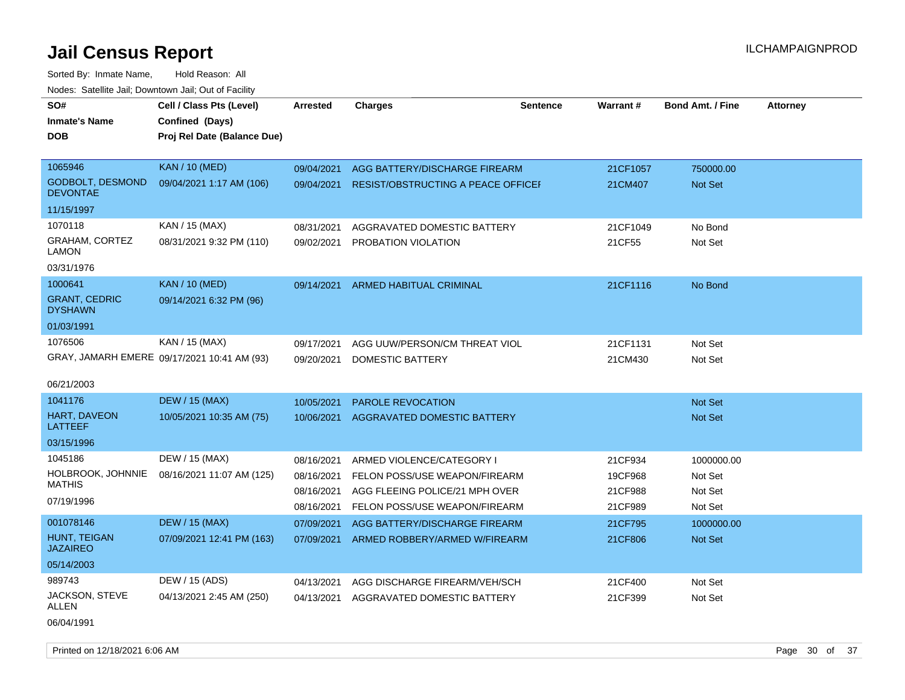# Jail Census Report

ILCHAMPAIGNPROD

Sorted By: Inmate Name, Hold Reason: All

Nodes: Satellite Jail; Downtown Jail; Out of Facility

| SO# / Inmate's Name / DOB | Cell / Class Pts (Level) / Confined (Days) / Proj Rel Date (Balance Due) | Arrested | Charges | Sentence | Warrant # | Bond Amt. / Fine | Attorney |
|---|---|---|---|---|---|---|---|
| 1065946 | KAN / 10 (MED) | 09/04/2021 | AGG BATTERY/DISCHARGE FIREARM | | 21CF1057 | 750000.00 | |
| GODBOLT, DESMOND DEVONTAE | 09/04/2021 1:17 AM (106) | 09/04/2021 | RESIST/OBSTRUCTING A PEACE OFFICEI | | 21CM407 | Not Set | |
| 11/15/1997 | | | | | | | |
| 1070118 | KAN / 15 (MAX) | 08/31/2021 | AGGRAVATED DOMESTIC BATTERY | | 21CF1049 | No Bond | |
| GRAHAM, CORTEZ LAMON | 08/31/2021 9:32 PM (110) | 09/02/2021 | PROBATION VIOLATION | | 21CF55 | Not Set | |
| 03/31/1976 | | | | | | | |
| 1000641 | KAN / 10 (MED) | 09/14/2021 | ARMED HABITUAL CRIMINAL | | 21CF1116 | No Bond | |
| GRANT, CEDRIC DYSHAWN | 09/14/2021 6:32 PM (96) | | | | | | |
| 01/03/1991 | | | | | | | |
| 1076506 | KAN / 15 (MAX) | 09/17/2021 | AGG UUW/PERSON/CM THREAT VIOL | | 21CF1131 | Not Set | |
| GRAY, JAMARH EMERE | 09/17/2021 10:41 AM (93) | 09/20/2021 | DOMESTIC BATTERY | | 21CM430 | Not Set | |
| 06/21/2003 | | | | | | | |
| 1041176 | DEW / 15 (MAX) | 10/05/2021 | PAROLE REVOCATION | | | Not Set | |
| HART, DAVEON LATTEEF | 10/05/2021 10:35 AM (75) | 10/06/2021 | AGGRAVATED DOMESTIC BATTERY | | | Not Set | |
| 03/15/1996 | | | | | | | |
| 1045186 | DEW / 15 (MAX) | 08/16/2021 | ARMED VIOLENCE/CATEGORY I | | 21CF934 | 1000000.00 | |
| HOLBROOK, JOHNNIE MATHIS | 08/16/2021 11:07 AM (125) | 08/16/2021 | FELON POSS/USE WEAPON/FIREARM | | 19CF968 | Not Set | |
| 07/19/1996 | | 08/16/2021 | AGG FLEEING POLICE/21 MPH OVER | | 21CF988 | Not Set | |
| | | 08/16/2021 | FELON POSS/USE WEAPON/FIREARM | | 21CF989 | Not Set | |
| 001078146 | DEW / 15 (MAX) | 07/09/2021 | AGG BATTERY/DISCHARGE FIREARM | | 21CF795 | 1000000.00 | |
| HUNT, TEIGAN JAZAIREO | 07/09/2021 12:41 PM (163) | 07/09/2021 | ARMED ROBBERY/ARMED W/FIREARM | | 21CF806 | Not Set | |
| 05/14/2003 | | | | | | | |
| 989743 | DEW / 15 (ADS) | 04/13/2021 | AGG DISCHARGE FIREARM/VEH/SCH | | 21CF400 | Not Set | |
| JACKSON, STEVE ALLEN | 04/13/2021 2:45 AM (250) | 04/13/2021 | AGGRAVATED DOMESTIC BATTERY | | 21CF399 | Not Set | |
| 06/04/1991 | | | | | | | |

Printed on 12/18/2021 6:06 AM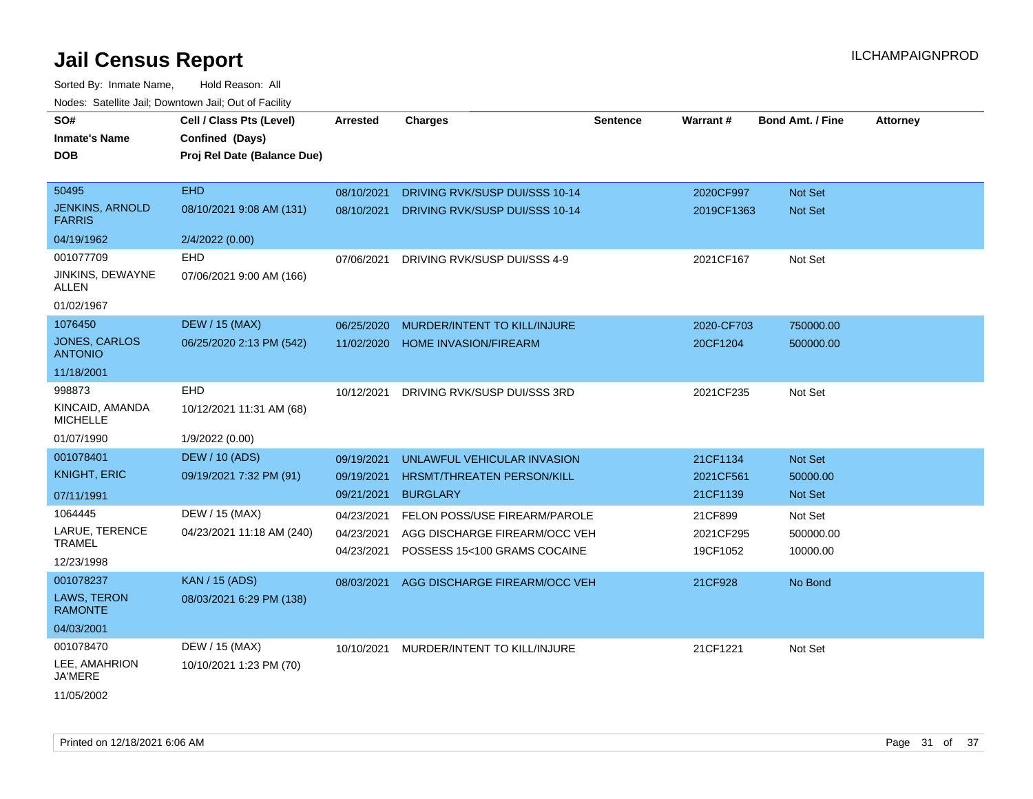# Jail Census Report

ILCHAMPAIGNPROD

Sorted By: Inmate Name, Hold Reason: All

Nodes: Satellite Jail; Downtown Jail; Out of Facility

| SO# / Inmate's Name / DOB | Cell / Class Pts (Level) / Confined (Days) / Proj Rel Date (Balance Due) | Arrested | Charges | Sentence | Warrant # | Bond Amt. / Fine | Attorney |
|---|---|---|---|---|---|---|---|
| 50495 JENKINS, ARNOLD FARRIS 04/19/1962 | EHD 08/10/2021 9:08 AM (131) 2/4/2022 (0.00) | 08/10/2021 | DRIVING RVK/SUSP DUI/SSS 10-14 | | 2020CF997 | Not Set | |
| | | 08/10/2021 | DRIVING RVK/SUSP DUI/SSS 10-14 | | 2019CF1363 | Not Set | |
| 001077709 JINKINS, DEWAYNE ALLEN 01/02/1967 | EHD 07/06/2021 9:00 AM (166) | 07/06/2021 | DRIVING RVK/SUSP DUI/SSS 4-9 | | 2021CF167 | Not Set | |
| 1076450 JONES, CARLOS ANTONIO 11/18/2001 | DEW / 15 (MAX) 06/25/2020 2:13 PM (542) | 06/25/2020 | MURDER/INTENT TO KILL/INJURE | | 2020-CF703 | 750000.00 | |
| | | 11/02/2020 | HOME INVASION/FIREARM | | 20CF1204 | 500000.00 | |
| 998873 KINCAID, AMANDA MICHELLE 01/07/1990 | EHD 10/12/2021 11:31 AM (68) 1/9/2022 (0.00) | 10/12/2021 | DRIVING RVK/SUSP DUI/SSS 3RD | | 2021CF235 | Not Set | |
| 001078401 KNIGHT, ERIC 07/11/1991 | DEW / 10 (ADS) 09/19/2021 7:32 PM (91) | 09/19/2021 | UNLAWFUL VEHICULAR INVASION | | 21CF1134 | Not Set | |
| | | 09/19/2021 | HRSMT/THREATEN PERSON/KILL | | 2021CF561 | 50000.00 | |
| | | 09/21/2021 | BURGLARY | | 21CF1139 | Not Set | |
| 1064445 LARUE, TERENCE TRAMEL 12/23/1998 | DEW / 15 (MAX) 04/23/2021 11:18 AM (240) | 04/23/2021 | FELON POSS/USE FIREARM/PAROLE | | 21CF899 | Not Set | |
| | | 04/23/2021 | AGG DISCHARGE FIREARM/OCC VEH | | 2021CF295 | 500000.00 | |
| | | 04/23/2021 | POSSESS 15<100 GRAMS COCAINE | | 19CF1052 | 10000.00 | |
| 001078237 LAWS, TERON RAMONTE 04/03/2001 | KAN / 15 (ADS) 08/03/2021 6:29 PM (138) | 08/03/2021 | AGG DISCHARGE FIREARM/OCC VEH | | 21CF928 | No Bond | |
| 001078470 LEE, AMAHRION JA'MERE 11/05/2002 | DEW / 15 (MAX) 10/10/2021 1:23 PM (70) | 10/10/2021 | MURDER/INTENT TO KILL/INJURE | | 21CF1221 | Not Set | |

Printed on 12/18/2021 6:06 AM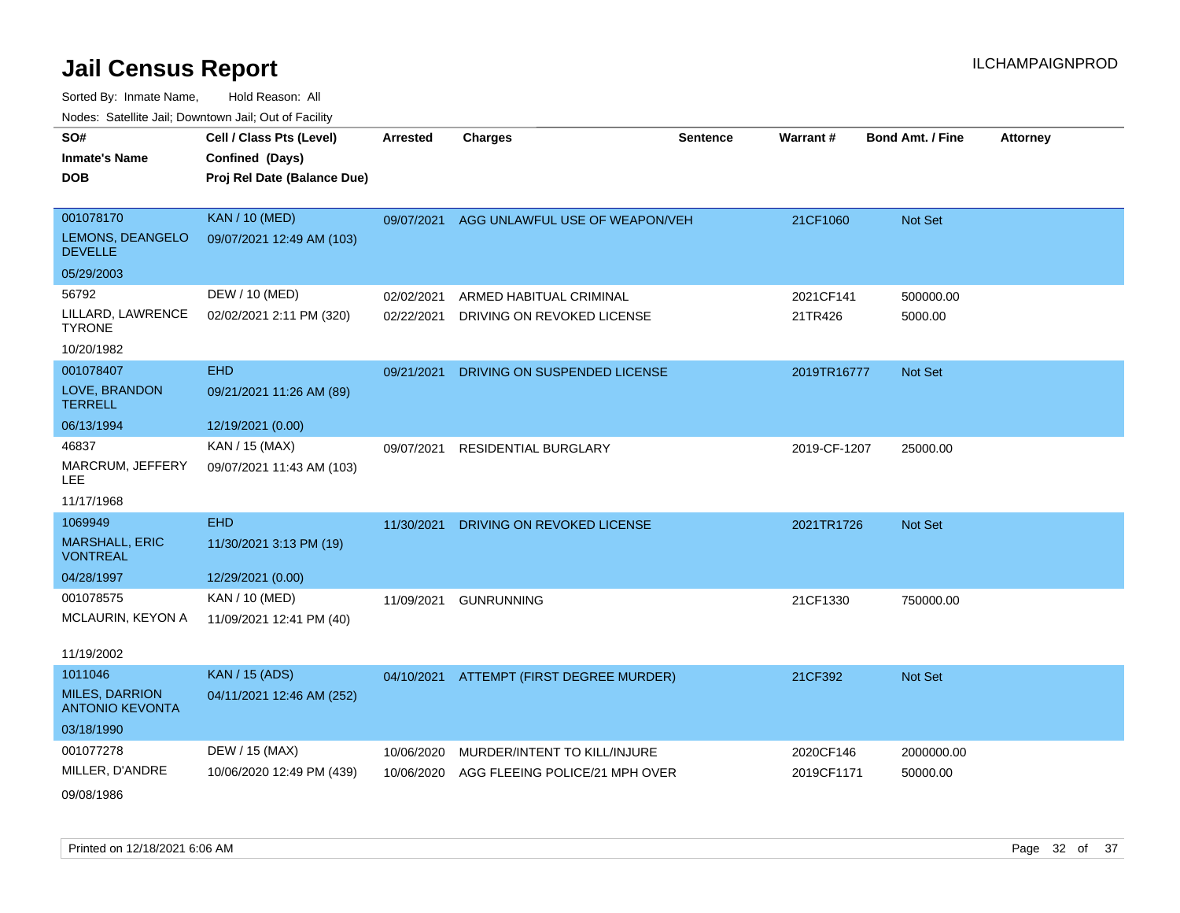# Jail Census Report

Sorted By: Inmate Name, Hold Reason: All

Nodes: Satellite Jail; Downtown Jail; Out of Facility

| SO# / Inmate's Name / DOB | Cell / Class Pts (Level) / Confined (Days) / Proj Rel Date (Balance Due) | Arrested | Charges | Sentence | Warrant # | Bond Amt. / Fine | Attorney |
|---|---|---|---|---|---|---|---|
| 001078170<br>LEMONS, DEANGELO DEVELLE<br>05/29/2003 | KAN / 10 (MED)<br>09/07/2021 12:49 AM (103) | 09/07/2021 | AGG UNLAWFUL USE OF WEAPON/VEH | | 21CF1060 | Not Set | |
| 56792<br>LILLARD, LAWRENCE TYRONE<br>10/20/1982 | DEW / 10 (MED)<br>02/02/2021 2:11 PM (320) | 02/02/2021<br>02/22/2021 | ARMED HABITUAL CRIMINAL<br>DRIVING ON REVOKED LICENSE | | 2021CF141<br>21TR426 | 500000.00<br>5000.00 | |
| 001078407<br>LOVE, BRANDON TERRELL<br>06/13/1994 | EHD<br>09/21/2021 11:26 AM (89)<br>12/19/2021 (0.00) | 09/21/2021 | DRIVING ON SUSPENDED LICENSE | | 2019TR16777 | Not Set | |
| 46837<br>MARCRUM, JEFFERY LEE<br>11/17/1968 | KAN / 15 (MAX)<br>09/07/2021 11:43 AM (103) | 09/07/2021 | RESIDENTIAL BURGLARY | | 2019-CF-1207 | 25000.00 | |
| 1069949<br>MARSHALL, ERIC VONTREAL<br>04/28/1997 | EHD<br>11/30/2021 3:13 PM (19)<br>12/29/2021 (0.00) | 11/30/2021 | DRIVING ON REVOKED LICENSE | | 2021TR1726 | Not Set | |
| 001078575<br>MCLAURIN, KEYON A<br>11/19/2002 | KAN / 10 (MED)<br>11/09/2021 12:41 PM (40) | 11/09/2021 | GUNRUNNING | | 21CF1330 | 750000.00 | |
| 1011046<br>MILES, DARRION ANTONIO KEVONTA<br>03/18/1990 | KAN / 15 (ADS)<br>04/11/2021 12:46 AM (252) | 04/10/2021 | ATTEMPT (FIRST DEGREE MURDER) | | 21CF392 | Not Set | |
| 001077278<br>MILLER, D'ANDRE<br>09/08/1986 | DEW / 15 (MAX)<br>10/06/2020 12:49 PM (439) | 10/06/2020<br>10/06/2020 | MURDER/INTENT TO KILL/INJURE<br>AGG FLEEING POLICE/21 MPH OVER | | 2020CF146<br>2019CF1171 | 2000000.00<br>50000.00 | |

Printed on 12/18/2021 6:06 AM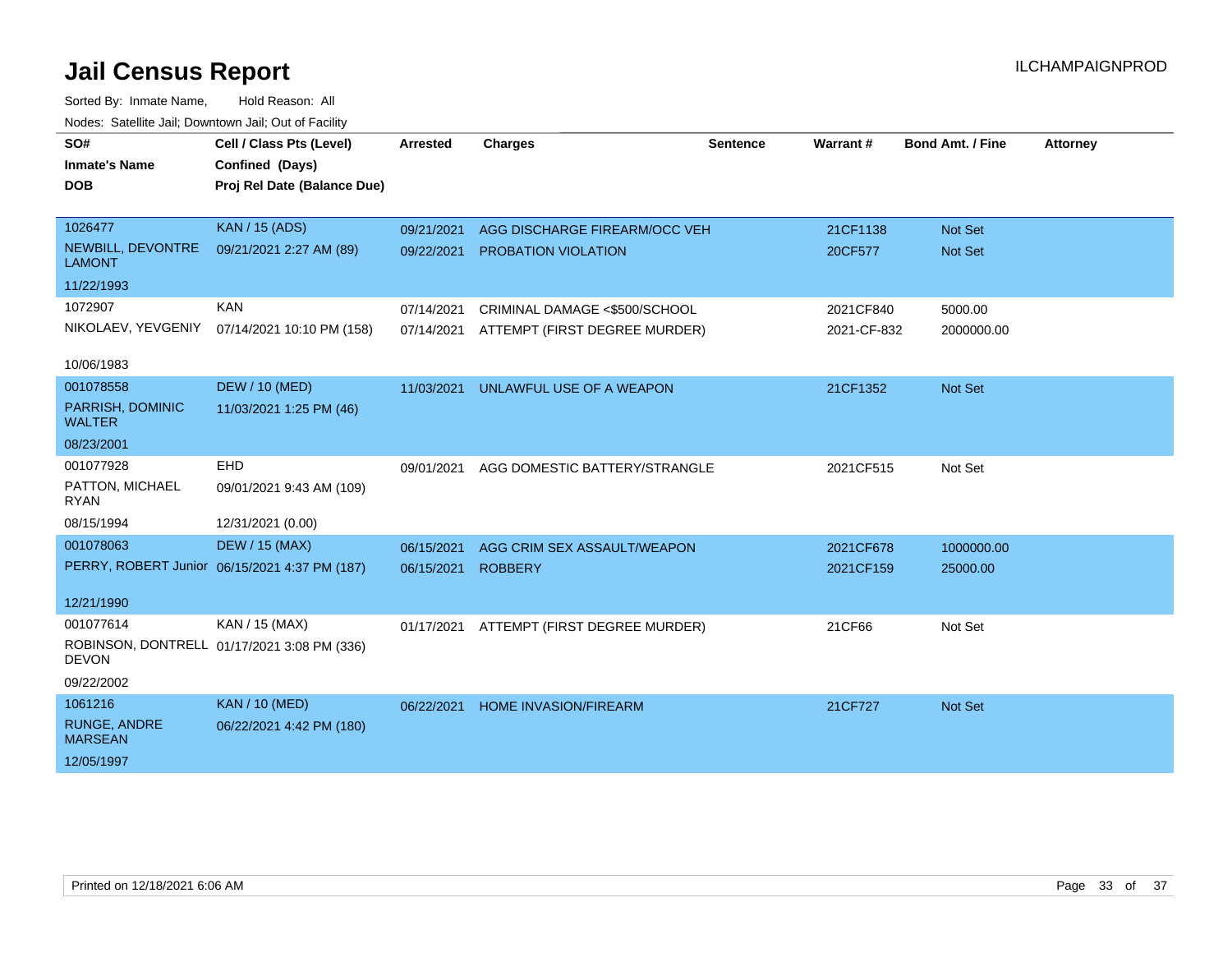# Jail Census Report

ILCHAMPAIGNPROD

Sorted By: Inmate Name, Hold Reason: All

Nodes: Satellite Jail; Downtown Jail; Out of Facility

| SO# / Inmate's Name / DOB | Cell / Class Pts (Level) / Confined (Days) / Proj Rel Date (Balance Due) | Arrested | Charges | Sentence | Warrant # | Bond Amt. / Fine | Attorney |
|---|---|---|---|---|---|---|---|
| 1026477<br>NEWBILL, DEVONTRE LAMONT<br>11/22/1993 | KAN / 15 (ADS)<br>09/21/2021 2:27 AM (89) | 09/21/2021<br>09/22/2021 | AGG DISCHARGE FIREARM/OCC VEH<br>PROBATION VIOLATION | | 21CF1138<br>20CF577 | Not Set<br>Not Set | |
| 1072907<br>NIKOLAEV, YEVGENIY<br>10/06/1983 | KAN<br>07/14/2021 10:10 PM (158) | 07/14/2021<br>07/14/2021 | CRIMINAL DAMAGE <$500/SCHOOL<br>ATTEMPT (FIRST DEGREE MURDER) | | 2021CF840<br>2021-CF-832 | 5000.00<br>2000000.00 | |
| 001078558<br>PARRISH, DOMINIC WALTER<br>08/23/2001 | DEW / 10 (MED)<br>11/03/2021 1:25 PM (46) | 11/03/2021 | UNLAWFUL USE OF A WEAPON | | 21CF1352 | Not Set | |
| 001077928<br>PATTON, MICHAEL RYAN<br>08/15/1994 | EHD<br>09/01/2021 9:43 AM (109)<br>12/31/2021 (0.00) | 09/01/2021 | AGG DOMESTIC BATTERY/STRANGLE | | 2021CF515 | Not Set | |
| 001078063<br>PERRY, ROBERT Junior<br>12/21/1990 | DEW / 15 (MAX)<br>06/15/2021 4:37 PM (187) | 06/15/2021<br>06/15/2021 | AGG CRIM SEX ASSAULT/WEAPON<br>ROBBERY | | 2021CF678<br>2021CF159 | 1000000.00<br>25000.00 | |
| 001077614<br>ROBINSON, DONTRELL DEVON<br>09/22/2002 | KAN / 15 (MAX)<br>01/17/2021 3:08 PM (336) | 01/17/2021 | ATTEMPT (FIRST DEGREE MURDER) | | 21CF66 | Not Set | |
| 1061216<br>RUNGE, ANDRE MARSEAN<br>12/05/1997 | KAN / 10 (MED)<br>06/22/2021 4:42 PM (180) | 06/22/2021 | HOME INVASION/FIREARM | | 21CF727 | Not Set | |

Printed on 12/18/2021 6:06 AM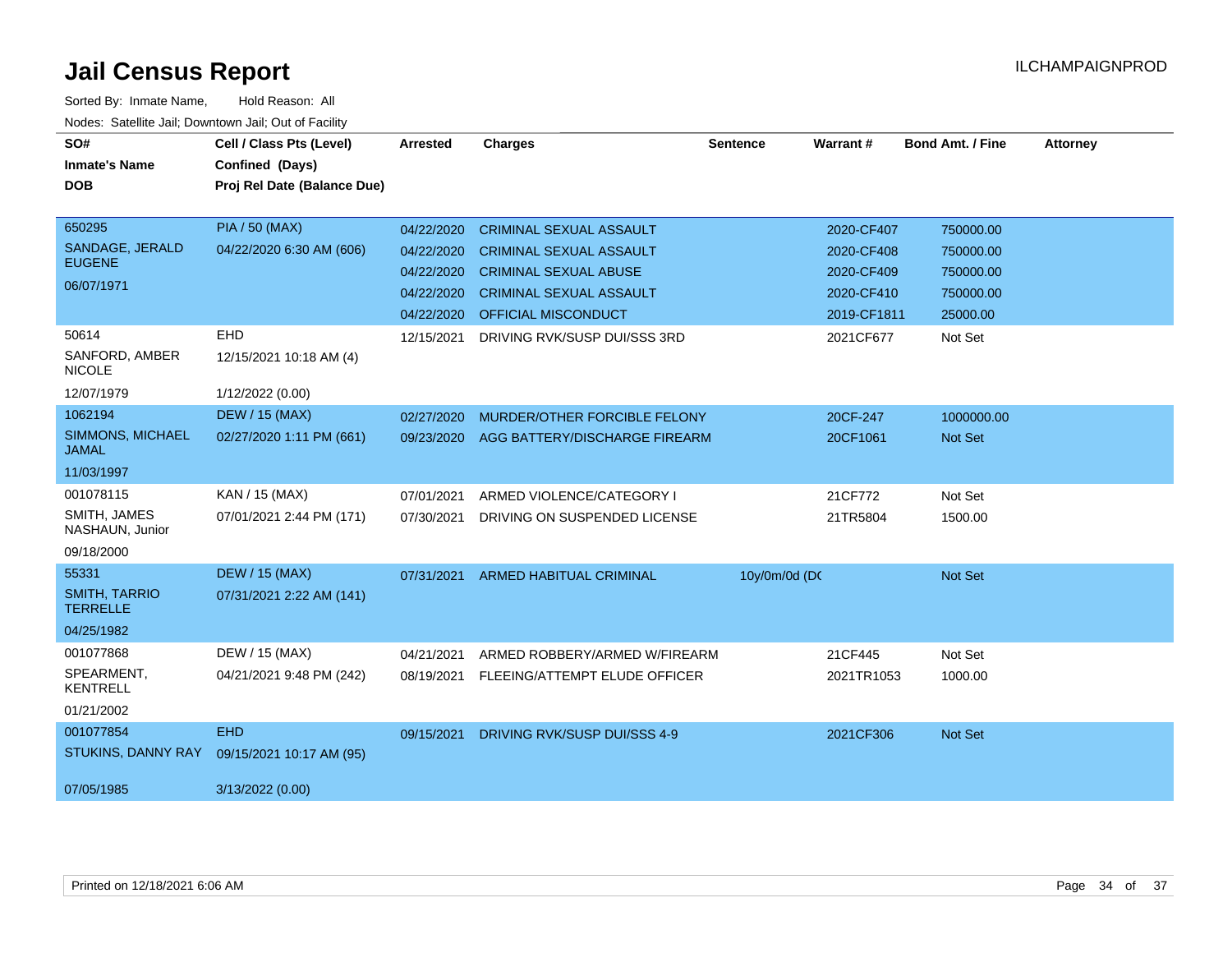# Jail Census Report

ILCHAMPAIGNPROD

Sorted By: Inmate Name, Hold Reason: All

Nodes: Satellite Jail; Downtown Jail; Out of Facility

| SO# / Inmate's Name / DOB | Cell / Class Pts (Level) / Confined (Days) / Proj Rel Date (Balance Due) | Arrested | Charges | Sentence | Warrant # | Bond Amt. / Fine | Attorney |
|---|---|---|---|---|---|---|---|
| 650295 SANDAGE, JERALD EUGENE 06/07/1971 | PIA / 50 (MAX) 04/22/2020 6:30 AM (606) | 04/22/2020 | CRIMINAL SEXUAL ASSAULT | | 2020-CF407 | 750000.00 | |
| | | 04/22/2020 | CRIMINAL SEXUAL ASSAULT | | 2020-CF408 | 750000.00 | |
| | | 04/22/2020 | CRIMINAL SEXUAL ABUSE | | 2020-CF409 | 750000.00 | |
| | | 04/22/2020 | CRIMINAL SEXUAL ASSAULT | | 2020-CF410 | 750000.00 | |
| | | 04/22/2020 | OFFICIAL MISCONDUCT | | 2019-CF1811 | 25000.00 | |
| 50614 SANFORD, AMBER NICOLE 12/07/1979 | EHD 12/15/2021 10:18 AM (4) 1/12/2022 (0.00) | 12/15/2021 | DRIVING RVK/SUSP DUI/SSS 3RD | | 2021CF677 | Not Set | |
| 1062194 SIMMONS, MICHAEL JAMAL 11/03/1997 | DEW / 15 (MAX) 02/27/2020 1:11 PM (661) | 02/27/2020 | MURDER/OTHER FORCIBLE FELONY | | 20CF-247 | 1000000.00 | |
| | | 09/23/2020 | AGG BATTERY/DISCHARGE FIREARM | | 20CF1061 | Not Set | |
| 001078115 SMITH, JAMES NASHAUN, Junior 09/18/2000 | KAN / 15 (MAX) 07/01/2021 2:44 PM (171) | 07/01/2021 | ARMED VIOLENCE/CATEGORY I | | 21CF772 | Not Set | |
| | | 07/30/2021 | DRIVING ON SUSPENDED LICENSE | | 21TR5804 | 1500.00 | |
| 55331 SMITH, TARRIO TERRELLE 04/25/1982 | DEW / 15 (MAX) 07/31/2021 2:22 AM (141) | 07/31/2021 | ARMED HABITUAL CRIMINAL | 10y/0m/0d (DC | | Not Set | |
| 001077868 SPEARMENT, KENTRELL 01/21/2002 | DEW / 15 (MAX) 04/21/2021 9:48 PM (242) | 04/21/2021 | ARMED ROBBERY/ARMED W/FIREARM | | 21CF445 | Not Set | |
| | | 08/19/2021 | FLEEING/ATTEMPT ELUDE OFFICER | | 2021TR1053 | 1000.00 | |
| 001077854 STUKINS, DANNY RAY 07/05/1985 | EHD 09/15/2021 10:17 AM (95) 3/13/2022 (0.00) | 09/15/2021 | DRIVING RVK/SUSP DUI/SSS 4-9 | | 2021CF306 | Not Set | |

Printed on 12/18/2021 6:06 AM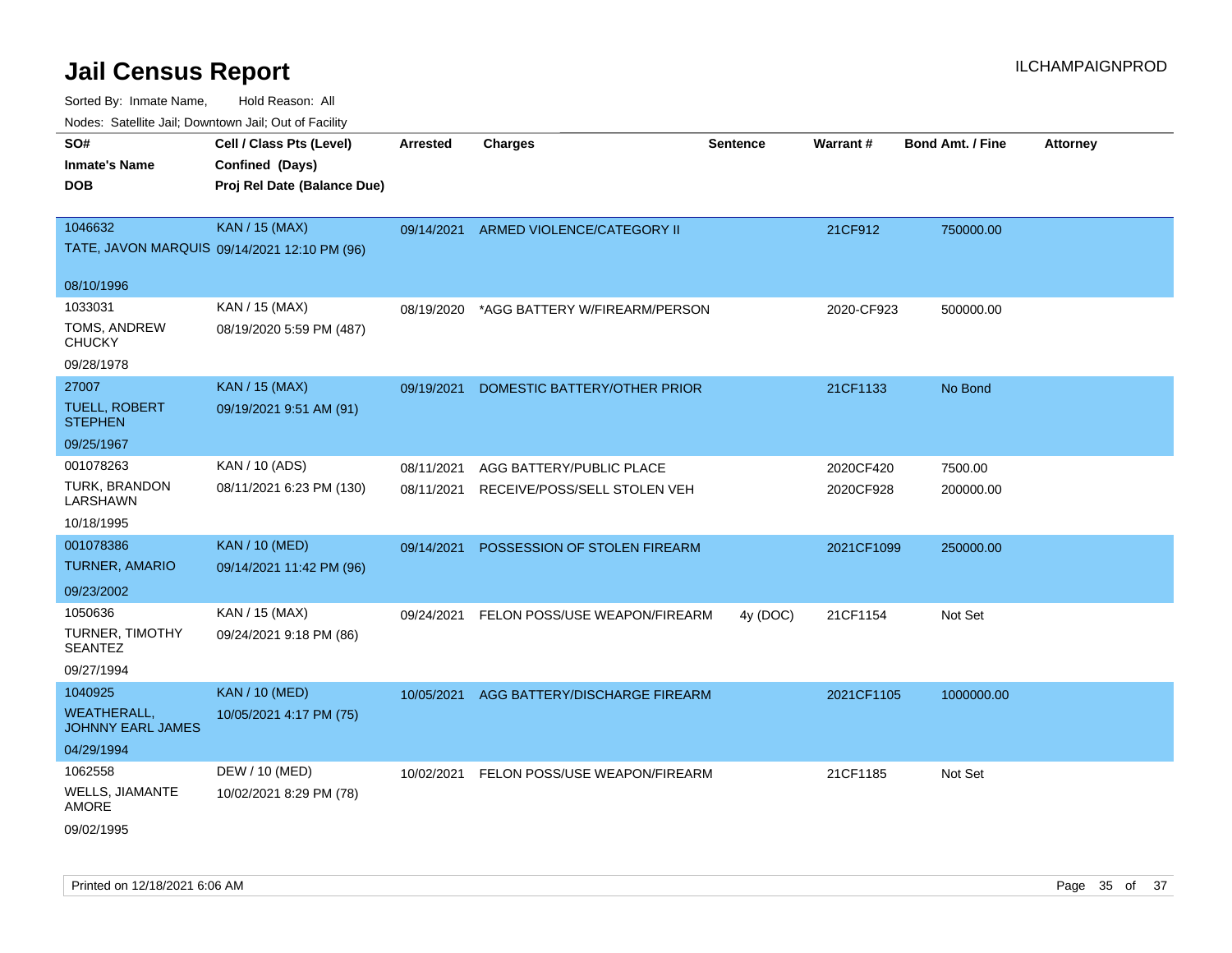# Jail Census Report

Sorted By: Inmate Name, Hold Reason: All

Nodes: Satellite Jail; Downtown Jail; Out of Facility

| SO# / Inmate's Name / DOB | Cell / Class Pts (Level) / Confined (Days) / Proj Rel Date (Balance Due) | Arrested | Charges | Sentence | Warrant # | Bond Amt. / Fine | Attorney |
|---|---|---|---|---|---|---|---|
| 1046632<br>TATE, JAVON MARQUIS<br>08/10/1996 | KAN / 15 (MAX)<br>09/14/2021 12:10 PM (96) | 09/14/2021 | ARMED VIOLENCE/CATEGORY II | | 21CF912 | 750000.00 | |
| 1033031<br>TOMS, ANDREW CHUCKY<br>09/28/1978 | KAN / 15 (MAX)<br>08/19/2020 5:59 PM (487) | 08/19/2020 | *AGG BATTERY W/FIREARM/PERSON | | 2020-CF923 | 500000.00 | |
| 27007<br>TUELL, ROBERT STEPHEN<br>09/25/1967 | KAN / 15 (MAX)<br>09/19/2021 9:51 AM (91) | 09/19/2021 | DOMESTIC BATTERY/OTHER PRIOR | | 21CF1133 | No Bond | |
| 001078263<br>TURK, BRANDON LARSHAWN<br>10/18/1995 | KAN / 10 (ADS)<br>08/11/2021 6:23 PM (130) | 08/11/2021 | AGG BATTERY/PUBLIC PLACE | | 2020CF420 | 7500.00 | |
| | | 08/11/2021 | RECEIVE/POSS/SELL STOLEN VEH | | 2020CF928 | 200000.00 | |
| 001078386<br>TURNER, AMARIO<br>09/23/2002 | KAN / 10 (MED)<br>09/14/2021 11:42 PM (96) | 09/14/2021 | POSSESSION OF STOLEN FIREARM | | 2021CF1099 | 250000.00 | |
| 1050636<br>TURNER, TIMOTHY SEANTEZ<br>09/27/1994 | KAN / 15 (MAX)<br>09/24/2021 9:18 PM (86) | 09/24/2021 | FELON POSS/USE WEAPON/FIREARM | 4y (DOC) | 21CF1154 | Not Set | |
| 1040925<br>WEATHERALL, JOHNNY EARL JAMES<br>04/29/1994 | KAN / 10 (MED)<br>10/05/2021 4:17 PM (75) | 10/05/2021 | AGG BATTERY/DISCHARGE FIREARM | | 2021CF1105 | 1000000.00 | |
| 1062558<br>WELLS, JIAMANTE AMORE<br>09/02/1995 | DEW / 10 (MED)<br>10/02/2021 8:29 PM (78) | 10/02/2021 | FELON POSS/USE WEAPON/FIREARM | | 21CF1185 | Not Set | |

Printed on 12/18/2021 6:06 AM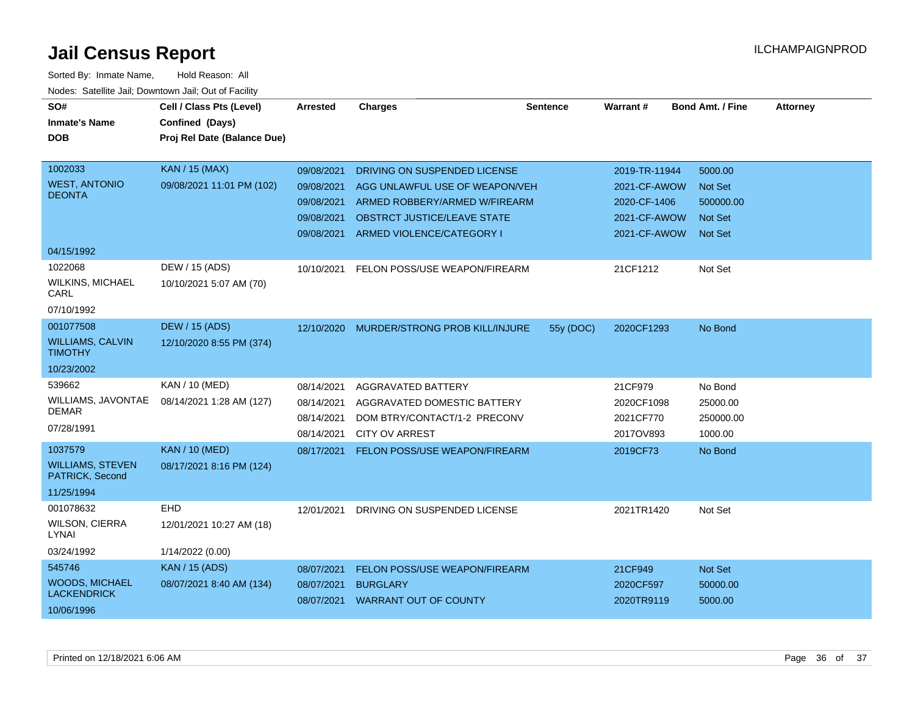# Jail Census Report

ILCHAMPAIGNPROD

Sorted By: Inmate Name, Hold Reason: All

Nodes: Satellite Jail; Downtown Jail; Out of Facility

| SO# / Inmate's Name / DOB | Cell / Class Pts (Level) / Confined (Days) / Proj Rel Date (Balance Due) | Arrested | Charges | Sentence | Warrant # | Bond Amt. / Fine | Attorney |
|---|---|---|---|---|---|---|---|
| 1002033 WEST, ANTONIO DEONTA 04/15/1992 | KAN / 15 (MAX) 09/08/2021 11:01 PM (102) | 09/08/2021 | DRIVING ON SUSPENDED LICENSE | | 2019-TR-11944 | 5000.00 | |
| | | 09/08/2021 | AGG UNLAWFUL USE OF WEAPON/VEH | | 2021-CF-AWOW | Not Set | |
| | | 09/08/2021 | ARMED ROBBERY/ARMED W/FIREARM | | 2020-CF-1406 | 500000.00 | |
| | | 09/08/2021 | OBSTRCT JUSTICE/LEAVE STATE | | 2021-CF-AWOW | Not Set | |
| | | 09/08/2021 | ARMED VIOLENCE/CATEGORY I | | 2021-CF-AWOW | Not Set | |
| 1022068 WILKINS, MICHAEL CARL 07/10/1992 | DEW / 15 (ADS) 10/10/2021 5:07 AM (70) | 10/10/2021 | FELON POSS/USE WEAPON/FIREARM | | 21CF1212 | Not Set | |
| 001077508 WILLIAMS, CALVIN TIMOTHY 10/23/2002 | DEW / 15 (ADS) 12/10/2020 8:55 PM (374) | 12/10/2020 | MURDER/STRONG PROB KILL/INJURE | 55y (DOC) | 2020CF1293 | No Bond | |
| 539662 WILLIAMS, JAVONTAE DEMAR 07/28/1991 | KAN / 10 (MED) 08/14/2021 1:28 AM (127) | 08/14/2021 | AGGRAVATED BATTERY | | 21CF979 | No Bond | |
| | | 08/14/2021 | AGGRAVATED DOMESTIC BATTERY | | 2020CF1098 | 25000.00 | |
| | | 08/14/2021 | DOM BTRY/CONTACT/1-2 PRECONV | | 2021CF770 | 250000.00 | |
| | | 08/14/2021 | CITY OV ARREST | | 2017OV893 | 1000.00 | |
| 1037579 WILLIAMS, STEVEN PATRICK, Second 11/25/1994 | KAN / 10 (MED) 08/17/2021 8:16 PM (124) | 08/17/2021 | FELON POSS/USE WEAPON/FIREARM | | 2019CF73 | No Bond | |
| 001078632 WILSON, CIERRA LYNAI 03/24/1992 | EHD 12/01/2021 10:27 AM (18) 1/14/2022 (0.00) | 12/01/2021 | DRIVING ON SUSPENDED LICENSE | | 2021TR1420 | Not Set | |
| 545746 WOODS, MICHAEL LACKENDRICK 10/06/1996 | KAN / 15 (ADS) 08/07/2021 8:40 AM (134) | 08/07/2021 | FELON POSS/USE WEAPON/FIREARM | | 21CF949 | Not Set | |
| | | 08/07/2021 | BURGLARY | | 2020CF597 | 50000.00 | |
| | | 08/07/2021 | WARRANT OUT OF COUNTY | | 2020TR9119 | 5000.00 | |

Printed on 12/18/2021 6:06 AM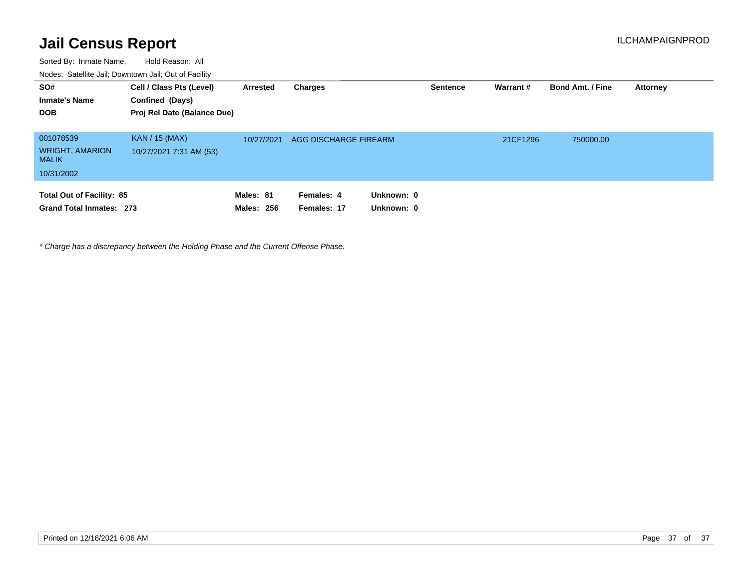# Jail Census Report

ILCHAMPAIGNPROD

Sorted By: Inmate Name, Hold Reason: All

Nodes: Satellite Jail; Downtown Jail; Out of Facility

| SO# / Inmate's Name / DOB | Cell / Class Pts (Level) / Confined (Days) / Proj Rel Date (Balance Due) | Arrested | Charges | Sentence | Warrant # | Bond Amt. / Fine | Attorney |
|---|---|---|---|---|---|---|---|
| 001078539<br>WRIGHT, AMARION MALIK<br>10/31/2002 | KAN / 15 (MAX)<br>10/27/2021 7:31 AM (53) | 10/27/2021 | AGG DISCHARGE FIREARM | | 21CF1296 | 750000.00 | |

| | | | |
|---|---|---|---|
| **Total Out of Facility: 85** | **Males: 81** | **Females: 4** | **Unknown: 0** |
| **Grand Total Inmates: 273** | **Males: 256** | **Females: 17** | **Unknown: 0** |

*\* Charge has a discrepancy between the Holding Phase and the Current Offense Phase.*

Printed on 12/18/2021 6:06 AM